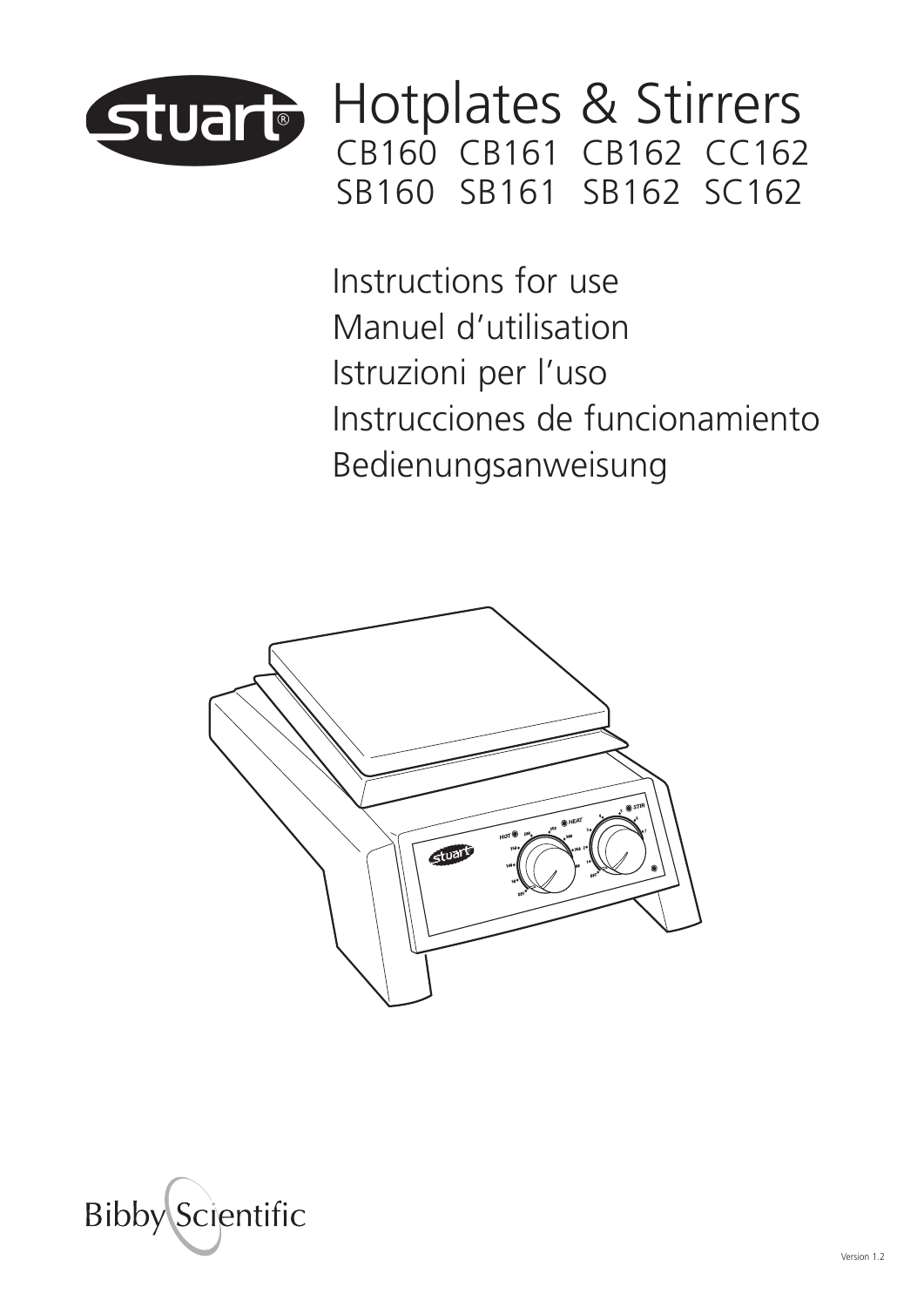# Hotplates & Stirrers

CB160 CB161 CB162 CC162
SB160 SB161 SB162 SC162

Instructions for use
Manuel d'utilisation
Istruzioni per l'uso
Instrucciones de funcionamiento
Bedienungsanweisung

Bibby Scientific

Version 1.2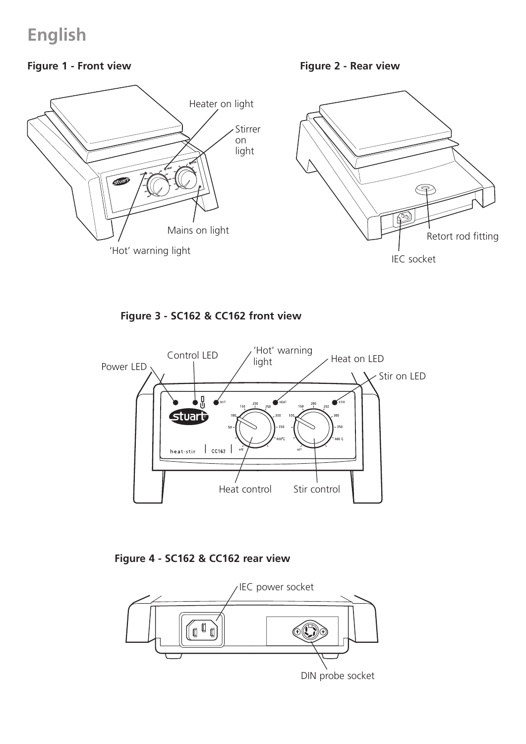# English

**Figure 1 - Front view**

Heater on light

Stirrer on light

Mains on light

'Hot' warning light

**Figure 2 - Rear view**

Retort rod fitting

IEC socket

**Figure 3 - SC162 & CC162 front view**

Power LED

Control LED

'Hot' warning light

Heat on LED

Stir on LED

Heat control

Stir control

**Figure 4 - SC162 & CC162 rear view**

IEC power socket

DIN probe socket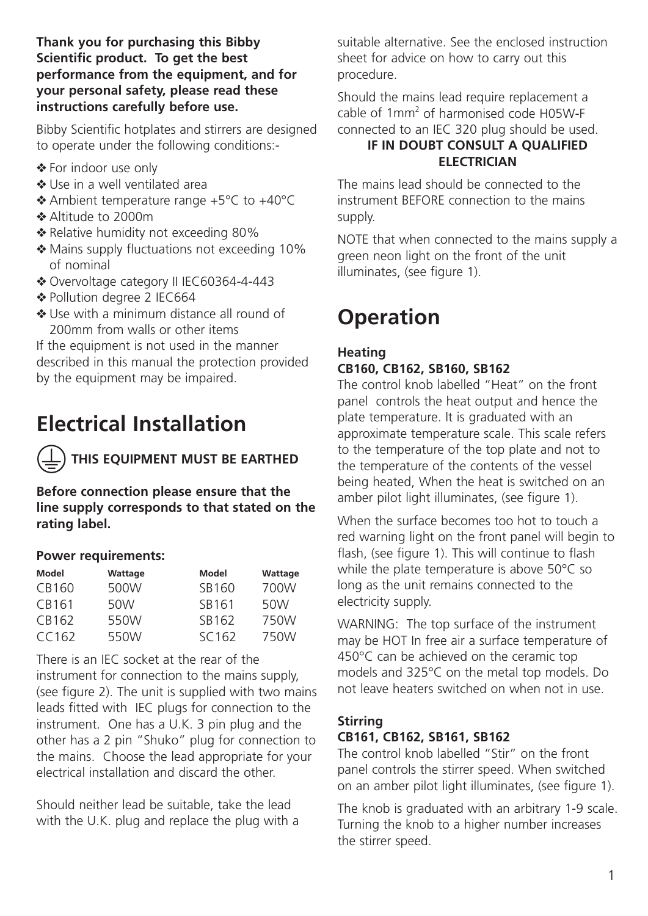**Thank you for purchasing this Bibby Scientific product. To get the best performance from the equipment, and for your personal safety, please read these instructions carefully before use.**

Bibby Scientific hotplates and stirrers are designed to operate under the following conditions:-

- ❖ For indoor use only
- ❖ Use in a well ventilated area
- ❖ Ambient temperature range +5°C to +40°C
- ❖ Altitude to 2000m
- ❖ Relative humidity not exceeding 80%
- ❖ Mains supply fluctuations not exceeding 10% of nominal
- ❖ Overvoltage category II IEC60364-4-443
- ❖ Pollution degree 2 IEC664
- ❖ Use with a minimum distance all round of 200mm from walls or other items

If the equipment is not used in the manner described in this manual the protection provided by the equipment may be impaired.

# Electrical Installation

**THIS EQUIPMENT MUST BE EARTHED**

**Before connection please ensure that the line supply corresponds to that stated on the rating label.**

**Power requirements:**

| Model | Wattage | Model | Wattage |
|---|---|---|---|
| CB160 | 500W | SB160 | 700W |
| CB161 | 50W | SB161 | 50W |
| CB162 | 550W | SB162 | 750W |
| CC162 | 550W | SC162 | 750W |

There is an IEC socket at the rear of the instrument for connection to the mains supply, (see figure 2). The unit is supplied with two mains leads fitted with IEC plugs for connection to the instrument. One has a U.K. 3 pin plug and the other has a 2 pin "Shuko" plug for connection to the mains. Choose the lead appropriate for your electrical installation and discard the other.

Should neither lead be suitable, take the lead with the U.K. plug and replace the plug with a suitable alternative. See the enclosed instruction sheet for advice on how to carry out this procedure.

Should the mains lead require replacement a cable of 1mm$^2$ of harmonised code H05W-F connected to an IEC 320 plug should be used.

**IF IN DOUBT CONSULT A QUALIFIED ELECTRICIAN**

The mains lead should be connected to the instrument BEFORE connection to the mains supply.

NOTE that when connected to the mains supply a green neon light on the front of the unit illuminates, (see figure 1).

# Operation

### Heating
### CB160, CB162, SB160, SB162

The control knob labelled "Heat" on the front panel controls the heat output and hence the plate temperature. It is graduated with an approximate temperature scale. This scale refers to the temperature of the top plate and not to the temperature of the contents of the vessel being heated, When the heat is switched on an amber pilot light illuminates, (see figure 1).

When the surface becomes too hot to touch a red warning light on the front panel will begin to flash, (see figure 1). This will continue to flash while the plate temperature is above 50°C so long as the unit remains connected to the electricity supply.

WARNING: The top surface of the instrument may be HOT In free air a surface temperature of 450°C can be achieved on the ceramic top models and 325°C on the metal top models. Do not leave heaters switched on when not in use.

### Stirring
### CB161, CB162, SB161, SB162

The control knob labelled "Stir" on the front panel controls the stirrer speed. When switched on an amber pilot light illuminates, (see figure 1).

The knob is graduated with an arbitrary 1-9 scale. Turning the knob to a higher number increases the stirrer speed.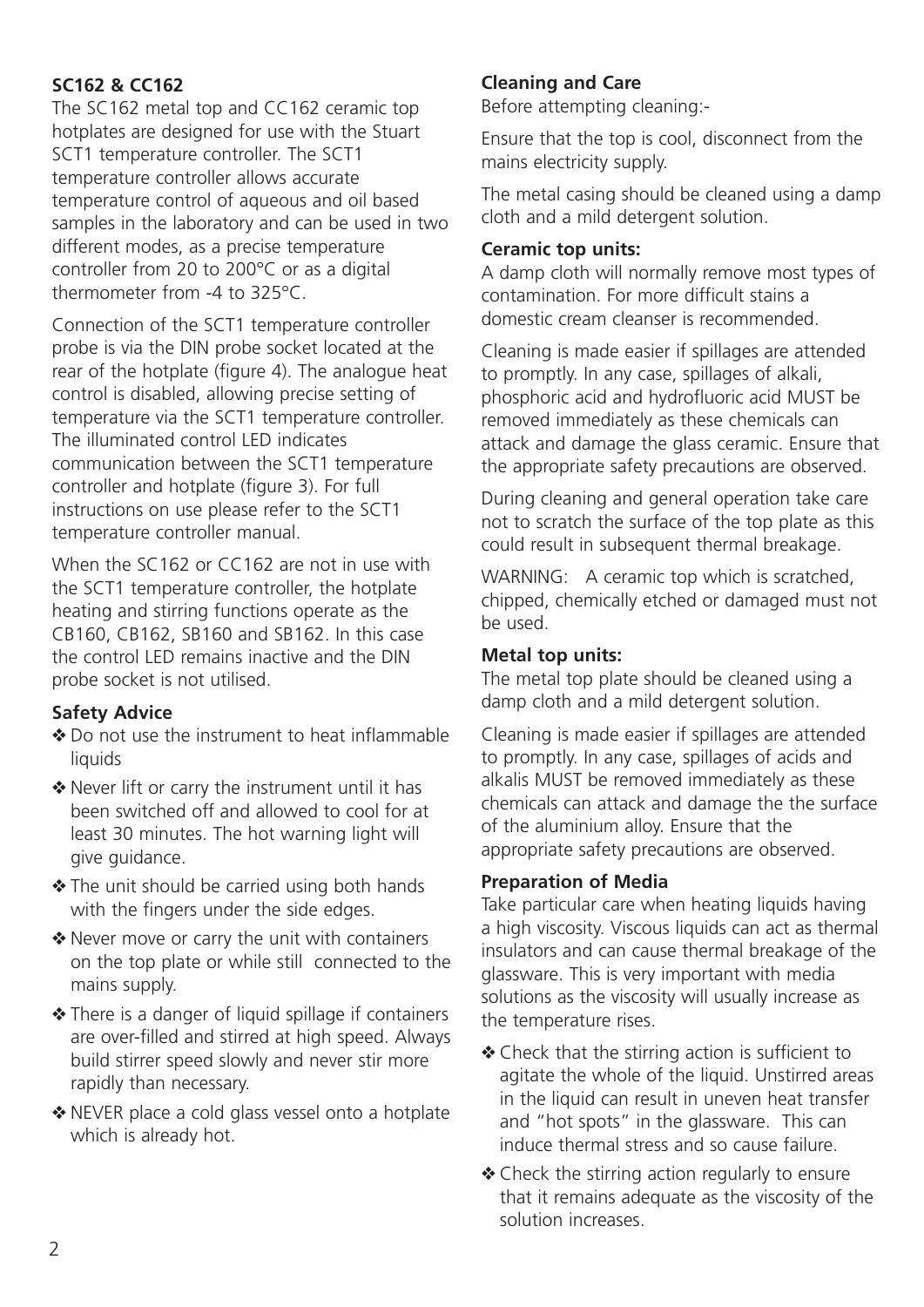**SC162 & CC162**

The SC162 metal top and CC162 ceramic top hotplates are designed for use with the Stuart SCT1 temperature controller. The SCT1 temperature controller allows accurate temperature control of aqueous and oil based samples in the laboratory and can be used in two different modes, as a precise temperature controller from 20 to 200°C or as a digital thermometer from -4 to 325°C.

Connection of the SCT1 temperature controller probe is via the DIN probe socket located at the rear of the hotplate (figure 4). The analogue heat control is disabled, allowing precise setting of temperature via the SCT1 temperature controller. The illuminated control LED indicates communication between the SCT1 temperature controller and hotplate (figure 3). For full instructions on use please refer to the SCT1 temperature controller manual.

When the SC162 or CC162 are not in use with the SCT1 temperature controller, the hotplate heating and stirring functions operate as the CB160, CB162, SB160 and SB162. In this case the control LED remains inactive and the DIN probe socket is not utilised.

**Safety Advice**

- Do not use the instrument to heat inflammable liquids
- Never lift or carry the instrument until it has been switched off and allowed to cool for at least 30 minutes. The hot warning light will give guidance.
- The unit should be carried using both hands with the fingers under the side edges.
- Never move or carry the unit with containers on the top plate or while still connected to the mains supply.
- There is a danger of liquid spillage if containers are over-filled and stirred at high speed. Always build stirrer speed slowly and never stir more rapidly than necessary.
- NEVER place a cold glass vessel onto a hotplate which is already hot.

**Cleaning and Care**

Before attempting cleaning:-

Ensure that the top is cool, disconnect from the mains electricity supply.

The metal casing should be cleaned using a damp cloth and a mild detergent solution.

**Ceramic top units:**

A damp cloth will normally remove most types of contamination. For more difficult stains a domestic cream cleanser is recommended.

Cleaning is made easier if spillages are attended to promptly. In any case, spillages of alkali, phosphoric acid and hydrofluoric acid MUST be removed immediately as these chemicals can attack and damage the glass ceramic. Ensure that the appropriate safety precautions are observed.

During cleaning and general operation take care not to scratch the surface of the top plate as this could result in subsequent thermal breakage.

WARNING: A ceramic top which is scratched, chipped, chemically etched or damaged must not be used.

**Metal top units:**

The metal top plate should be cleaned using a damp cloth and a mild detergent solution.

Cleaning is made easier if spillages are attended to promptly. In any case, spillages of acids and alkalis MUST be removed immediately as these chemicals can attack and damage the the surface of the aluminium alloy. Ensure that the appropriate safety precautions are observed.

**Preparation of Media**

Take particular care when heating liquids having a high viscosity. Viscous liquids can act as thermal insulators and can cause thermal breakage of the glassware. This is very important with media solutions as the viscosity will usually increase as the temperature rises.

- Check that the stirring action is sufficient to agitate the whole of the liquid. Unstirred areas in the liquid can result in uneven heat transfer and "hot spots" in the glassware. This can induce thermal stress and so cause failure.
- Check the stirring action regularly to ensure that it remains adequate as the viscosity of the solution increases.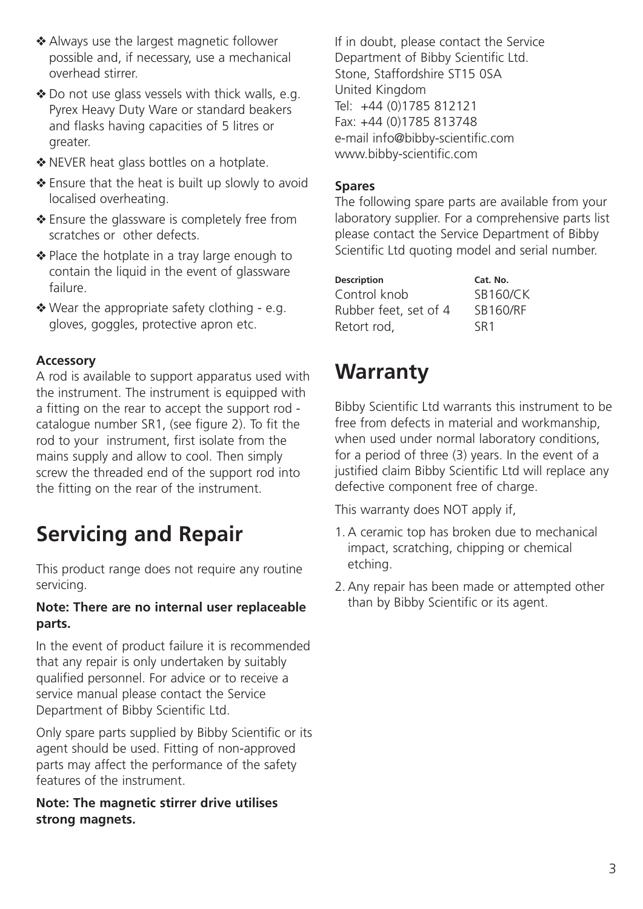- ❖ Always use the largest magnetic follower possible and, if necessary, use a mechanical overhead stirrer.
- ❖ Do not use glass vessels with thick walls, e.g. Pyrex Heavy Duty Ware or standard beakers and flasks having capacities of 5 litres or greater.
- ❖ NEVER heat glass bottles on a hotplate.
- ❖ Ensure that the heat is built up slowly to avoid localised overheating.
- ❖ Ensure the glassware is completely free from scratches or other defects.
- ❖ Place the hotplate in a tray large enough to contain the liquid in the event of glassware failure.
- ❖ Wear the appropriate safety clothing - e.g. gloves, goggles, protective apron etc.

**Accessory**

A rod is available to support apparatus used with the instrument. The instrument is equipped with a fitting on the rear to accept the support rod - catalogue number SR1, (see figure 2). To fit the rod to your instrument, first isolate from the mains supply and allow to cool. Then simply screw the threaded end of the support rod into the fitting on the rear of the instrument.

# Servicing and Repair

This product range does not require any routine servicing.

**Note: There are no internal user replaceable parts.**

In the event of product failure it is recommended that any repair is only undertaken by suitably qualified personnel. For advice or to receive a service manual please contact the Service Department of Bibby Scientific Ltd.

Only spare parts supplied by Bibby Scientific or its agent should be used. Fitting of non-approved parts may affect the performance of the safety features of the instrument.

**Note: The magnetic stirrer drive utilises strong magnets.**

If in doubt, please contact the Service Department of Bibby Scientific Ltd.
Stone, Staffordshire ST15 0SA
United Kingdom
Tel: +44 (0)1785 812121
Fax: +44 (0)1785 813748
e-mail info@bibby-scientific.com
www.bibby-scientific.com

**Spares**

The following spare parts are available from your laboratory supplier. For a comprehensive parts list please contact the Service Department of Bibby Scientific Ltd quoting model and serial number.

| Description | Cat. No. |
|---|---|
| Control knob | SB160/CK |
| Rubber feet, set of 4 | SB160/RF |
| Retort rod, | SR1 |

# Warranty

Bibby Scientific Ltd warrants this instrument to be free from defects in material and workmanship, when used under normal laboratory conditions, for a period of three (3) years. In the event of a justified claim Bibby Scientific Ltd will replace any defective component free of charge.

This warranty does NOT apply if,

1. A ceramic top has broken due to mechanical impact, scratching, chipping or chemical etching.
2. Any repair has been made or attempted other than by Bibby Scientific or its agent.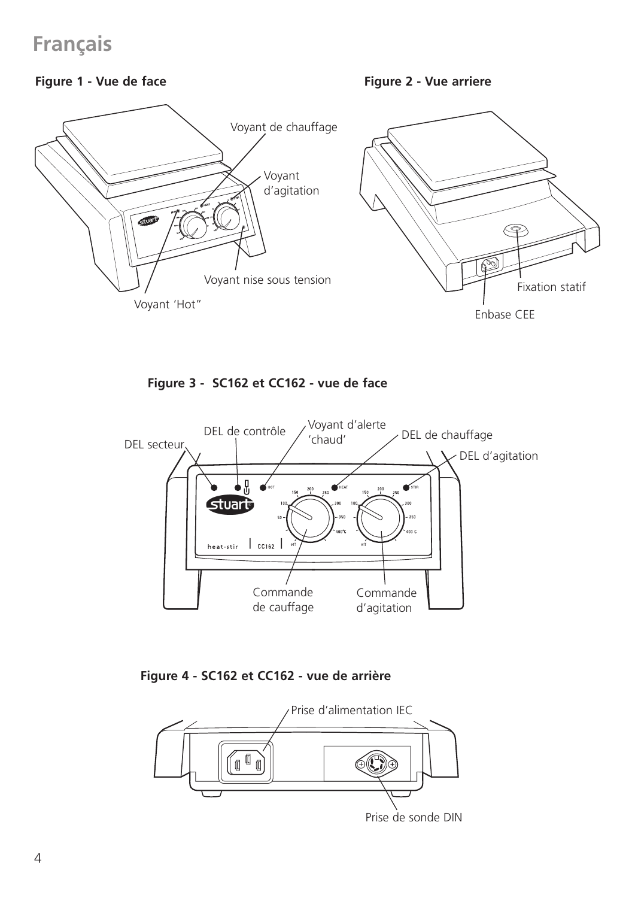# Français

**Figure 1 - Vue de face**

Voyant de chauffage

Voyant d'agitation

Voyant nise sous tension

Voyant 'Hot"

**Figure 2 - Vue arriere**

Fixation statif

Enbase CEE

**Figure 3 - SC162 et CC162 - vue de face**

DEL secteur

DEL de contrôle

Voyant d'alerte 'chaud'

DEL de chauffage

DEL d'agitation

Commande de cauffage

Commande d'agitation

**Figure 4 - SC162 et CC162 - vue de arrière**

Prise d'alimentation IEC

Prise de sonde DIN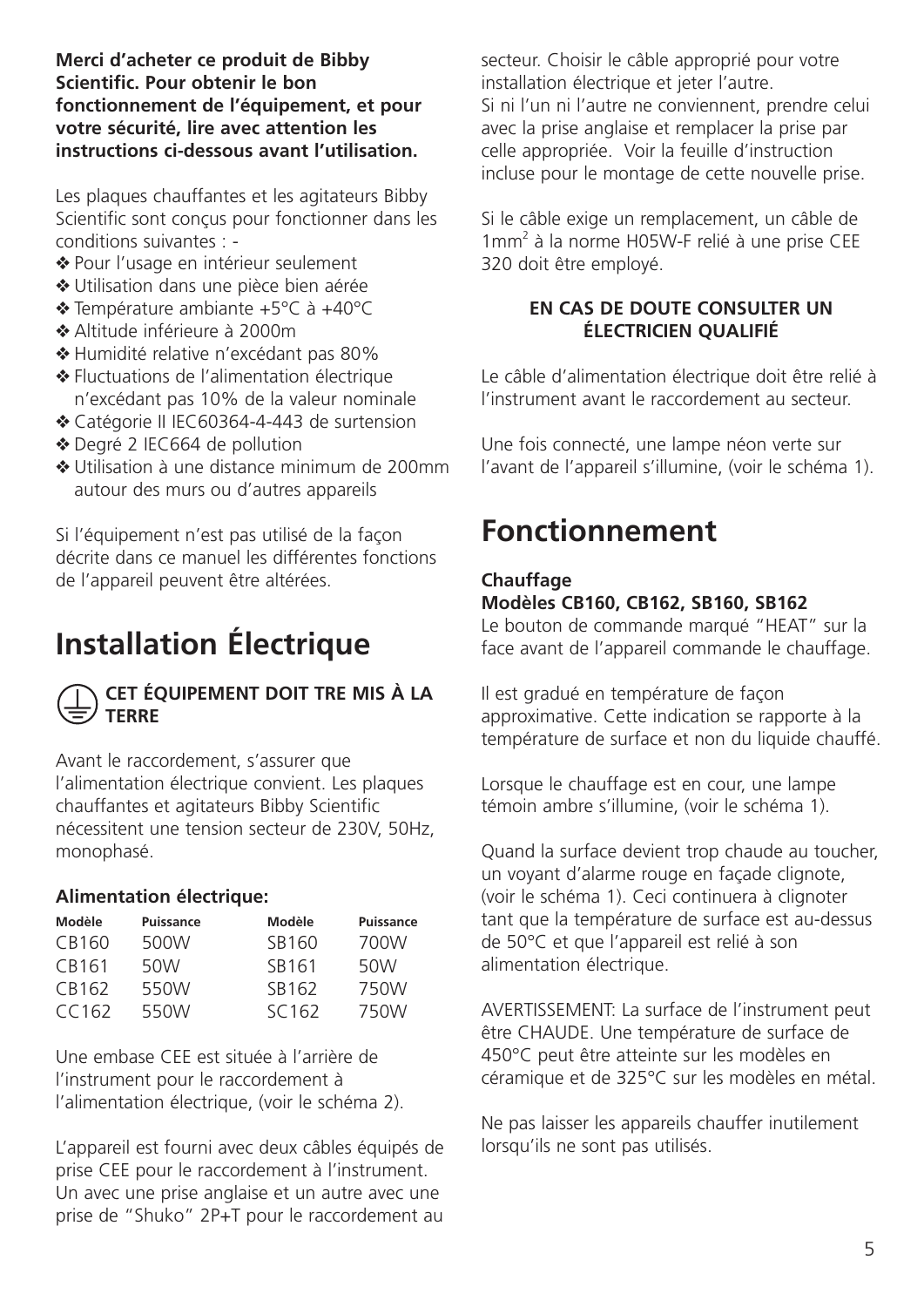**Merci d'acheter ce produit de Bibby Scientific. Pour obtenir le bon fonctionnement de l'équipement, et pour votre sécurité, lire avec attention les instructions ci-dessous avant l'utilisation.**

Les plaques chauffantes et les agitateurs Bibby Scientific sont conçus pour fonctionner dans les conditions suivantes : -

- ❖ Pour l'usage en intérieur seulement
- ❖ Utilisation dans une pièce bien aérée
- ❖ Température ambiante +5°C à +40°C
- ❖ Altitude inférieure à 2000m
- ❖ Humidité relative n'excédant pas 80%
- ❖ Fluctuations de l'alimentation électrique n'excédant pas 10% de la valeur nominale
- ❖ Catégorie II IEC60364-4-443 de surtension
- ❖ Degré 2 IEC664 de pollution
- ❖ Utilisation à une distance minimum de 200mm autour des murs ou d'autres appareils

Si l'équipement n'est pas utilisé de la façon décrite dans ce manuel les différentes fonctions de l'appareil peuvent être altérées.

# Installation Électrique

**CET ÉQUIPEMENT DOIT TRE MIS À LA TERRE**

Avant le raccordement, s'assurer que l'alimentation électrique convient. Les plaques chauffantes et agitateurs Bibby Scientific nécessitent une tension secteur de 230V, 50Hz, monophasé.

### Alimentation électrique:

| Modèle | Puissance | Modèle | Puissance |
|---|---|---|---|
| CB160 | 500W | SB160 | 700W |
| CB161 | 50W | SB161 | 50W |
| CB162 | 550W | SB162 | 750W |
| CC162 | 550W | SC162 | 750W |

Une embase CEE est située à l'arrière de l'instrument pour le raccordement à l'alimentation électrique, (voir le schéma 2).

L'appareil est fourni avec deux câbles équipés de prise CEE pour le raccordement à l'instrument. Un avec une prise anglaise et un autre avec une prise de "Shuko" 2P+T pour le raccordement au secteur. Choisir le câble approprié pour votre installation électrique et jeter l'autre.
Si ni l'un ni l'autre ne conviennent, prendre celui avec la prise anglaise et remplacer la prise par celle appropriée. Voir la feuille d'instruction incluse pour le montage de cette nouvelle prise.

Si le câble exige un remplacement, un câble de 1mm$^2$ à la norme H05W-F relié à une prise CEE 320 doit être employé.

**EN CAS DE DOUTE CONSULTER UN ÉLECTRICIEN QUALIFIÉ**

Le câble d'alimentation électrique doit être relié à l'instrument avant le raccordement au secteur.

Une fois connecté, une lampe néon verte sur l'avant de l'appareil s'illumine, (voir le schéma 1).

# Fonctionnement

### Chauffage
### Modèles CB160, CB162, SB160, SB162

Le bouton de commande marqué "HEAT" sur la face avant de l'appareil commande le chauffage.

Il est gradué en température de façon approximative. Cette indication se rapporte à la température de surface et non du liquide chauffé.

Lorsque le chauffage est en cour, une lampe témoin ambre s'illumine, (voir le schéma 1).

Quand la surface devient trop chaude au toucher, un voyant d'alarme rouge en façade clignote, (voir le schéma 1). Ceci continuera à clignoter tant que la température de surface est au-dessus de 50°C et que l'appareil est relié à son alimentation électrique.

AVERTISSEMENT: La surface de l'instrument peut être CHAUDE. Une température de surface de 450°C peut être atteinte sur les modèles en céramique et de 325°C sur les modèles en métal.

Ne pas laisser les appareils chauffer inutilement lorsqu'ils ne sont pas utilisés.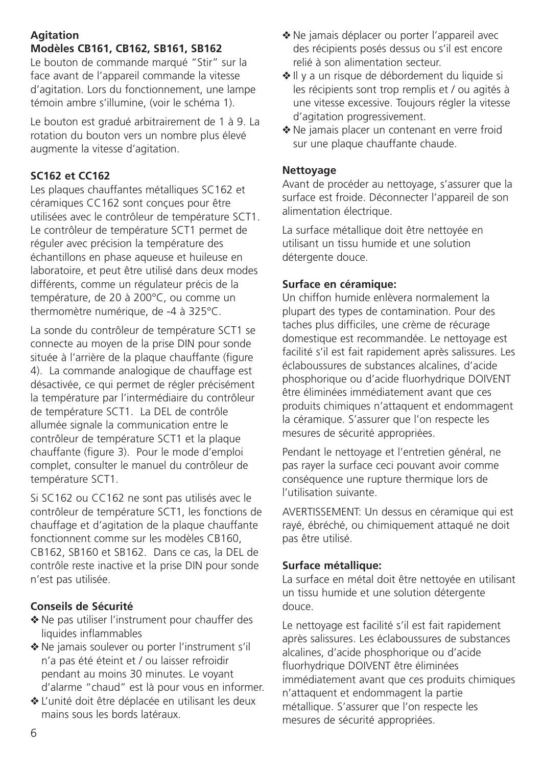**Agitation**
**Modèles CB161, CB162, SB161, SB162**

Le bouton de commande marqué “Stir” sur la face avant de l’appareil commande la vitesse d’agitation. Lors du fonctionnement, une lampe témoin ambre s’illumine, (voir le schéma 1).

Le bouton est gradué arbitrairement de 1 à 9. La rotation du bouton vers un nombre plus élevé augmente la vitesse d’agitation.

**SC162 et CC162**

Les plaques chauffantes métalliques SC162 et céramiques CC162 sont conçues pour être utilisées avec le contrôleur de température SCT1. Le contrôleur de température SCT1 permet de réguler avec précision la température des échantillons en phase aqueuse et huileuse en laboratoire, et peut être utilisé dans deux modes différents, comme un régulateur précis de la température, de 20 à 200°C, ou comme un thermomètre numérique, de -4 à 325°C.

La sonde du contrôleur de température SCT1 se connecte au moyen de la prise DIN pour sonde située à l’arrière de la plaque chauffante (figure 4). La commande analogique de chauffage est désactivée, ce qui permet de régler précisément la température par l’intermédiaire du contrôleur de température SCT1. La DEL de contrôle allumée signale la communication entre le contrôleur de température SCT1 et la plaque chauffante (figure 3). Pour le mode d’emploi complet, consulter le manuel du contrôleur de température SCT1.

Si SC162 ou CC162 ne sont pas utilisés avec le contrôleur de température SCT1, les fonctions de chauffage et d’agitation de la plaque chauffante fonctionnent comme sur les modèles CB160, CB162, SB160 et SB162. Dans ce cas, la DEL de contrôle reste inactive et la prise DIN pour sonde n’est pas utilisée.

**Conseils de Sécurité**

- ❖ Ne pas utiliser l’instrument pour chauffer des liquides inflammables
- ❖ Ne jamais soulever ou porter l’instrument s’il n’a pas été éteint et / ou laisser refroidir pendant au moins 30 minutes. Le voyant d’alarme “chaud” est là pour vous en informer.
- ❖ L’unité doit être déplacée en utilisant les deux mains sous les bords latéraux.
- ❖ Ne jamais déplacer ou porter l’appareil avec des récipients posés dessus ou s’il est encore relié à son alimentation secteur.
- ❖ Il y a un risque de débordement du liquide si les récipients sont trop remplis et / ou agités à une vitesse excessive. Toujours régler la vitesse d’agitation progressivement.
- ❖ Ne jamais placer un contenant en verre froid sur une plaque chauffante chaude.

**Nettoyage**

Avant de procéder au nettoyage, s’assurer que la surface est froide. Déconnecter l’appareil de son alimentation électrique.

La surface métallique doit être nettoyée en utilisant un tissu humide et une solution détergente douce.

**Surface en céramique:**

Un chiffon humide enlèvera normalement la plupart des types de contamination. Pour des taches plus difficiles, une crème de récurage domestique est recommandée. Le nettoyage est facilité s’il est fait rapidement après salissures. Les éclaboussures de substances alcalines, d’acide phosphorique ou d’acide fluorhydrique DOIVENT être éliminées immédiatement avant que ces produits chimiques n’attaquent et endommagent la céramique. S’assurer que l’on respecte les mesures de sécurité appropriées.

Pendant le nettoyage et l’entretien général, ne pas rayer la surface ceci pouvant avoir comme conséquence une rupture thermique lors de l’utilisation suivante.

AVERTISSEMENT: Un dessus en céramique qui est rayé, ébréché, ou chimiquement attaqué ne doit pas être utilisé.

**Surface métallique:**

La surface en métal doit être nettoyée en utilisant un tissu humide et une solution détergente douce.

Le nettoyage est facilité s’il est fait rapidement après salissures. Les éclaboussures de substances alcalines, d’acide phosphorique ou d’acide fluorhydrique DOIVENT être éliminées immédiatement avant que ces produits chimiques n’attaquent et endommagent la partie métallique. S’assurer que l’on respecte les mesures de sécurité appropriées.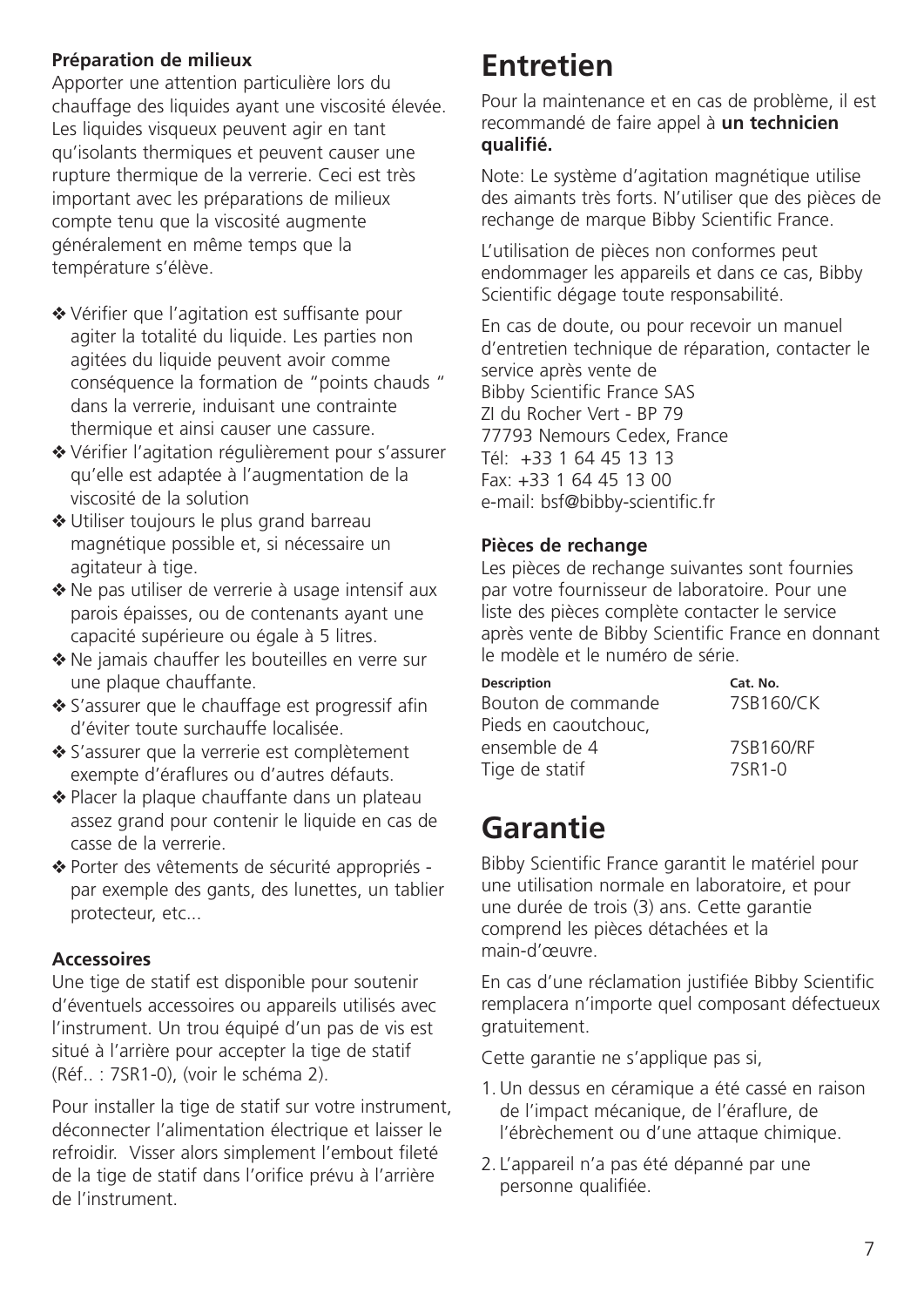**Préparation de milieux**

Apporter une attention particulière lors du chauffage des liquides ayant une viscosité élevée. Les liquides visqueux peuvent agir en tant qu'isolants thermiques et peuvent causer une rupture thermique de la verrerie. Ceci est très important avec les préparations de milieux compte tenu que la viscosité augmente généralement en même temps que la température s'élève.

- ❖ Vérifier que l'agitation est suffisante pour agiter la totalité du liquide. Les parties non agitées du liquide peuvent avoir comme conséquence la formation de "points chauds" dans la verrerie, induisant une contrainte thermique et ainsi causer une cassure.
- ❖ Vérifier l'agitation régulièrement pour s'assurer qu'elle est adaptée à l'augmentation de la viscosité de la solution
- ❖ Utiliser toujours le plus grand barreau magnétique possible et, si nécessaire un agitateur à tige.
- ❖ Ne pas utiliser de verrerie à usage intensif aux parois épaisses, ou de contenants ayant une capacité supérieure ou égale à 5 litres.
- ❖ Ne jamais chauffer les bouteilles en verre sur une plaque chauffante.
- ❖ S'assurer que le chauffage est progressif afin d'éviter toute surchauffe localisée.
- ❖ S'assurer que la verrerie est complètement exempte d'éraflures ou d'autres défauts.
- ❖ Placer la plaque chauffante dans un plateau assez grand pour contenir le liquide en cas de casse de la verrerie.
- ❖ Porter des vêtements de sécurité appropriés - par exemple des gants, des lunettes, un tablier protecteur, etc...

**Accessoires**

Une tige de statif est disponible pour soutenir d'éventuels accessoires ou appareils utilisés avec l'instrument. Un trou équipé d'un pas de vis est situé à l'arrière pour accepter la tige de statif (Réf.. : 7SR1-0), (voir le schéma 2).

Pour installer la tige de statif sur votre instrument, déconnecter l'alimentation électrique et laisser le refroidir. Visser alors simplement l'embout fileté de la tige de statif dans l'orifice prévu à l'arrière de l'instrument.

# Entretien

Pour la maintenance et en cas de problème, il est recommandé de faire appel à **un technicien qualifié.**

Note: Le système d'agitation magnétique utilise des aimants très forts. N'utiliser que des pièces de rechange de marque Bibby Scientific France.

L'utilisation de pièces non conformes peut endommager les appareils et dans ce cas, Bibby Scientific dégage toute responsabilité.

En cas de doute, ou pour recevoir un manuel d'entretien technique de réparation, contacter le service après vente de
Bibby Scientific France SAS
ZI du Rocher Vert - BP 79
77793 Nemours Cedex, France
Tél: +33 1 64 45 13 13
Fax: +33 1 64 45 13 00
e-mail: bsf@bibby-scientific.fr

**Pièces de rechange**

Les pièces de rechange suivantes sont fournies par votre fournisseur de laboratoire. Pour une liste des pièces complète contacter le service après vente de Bibby Scientific France en donnant le modèle et le numéro de série.

| Description | Cat. No. |
|---|---|
| Bouton de commande | 7SB160/CK |
| Pieds en caoutchouc, ensemble de 4 | 7SB160/RF |
| Tige de statif | 7SR1-0 |

# Garantie

Bibby Scientific France garantit le matériel pour une utilisation normale en laboratoire, et pour une durée de trois (3) ans. Cette garantie comprend les pièces détachées et la main-d'œuvre.

En cas d'une réclamation justifiée Bibby Scientific remplacera n'importe quel composant défectueux gratuitement.

Cette garantie ne s'applique pas si,

1. Un dessus en céramique a été cassé en raison de l'impact mécanique, de l'éraflure, de l'ébrèchement ou d'une attaque chimique.
2. L'appareil n'a pas été dépanné par une personne qualifiée.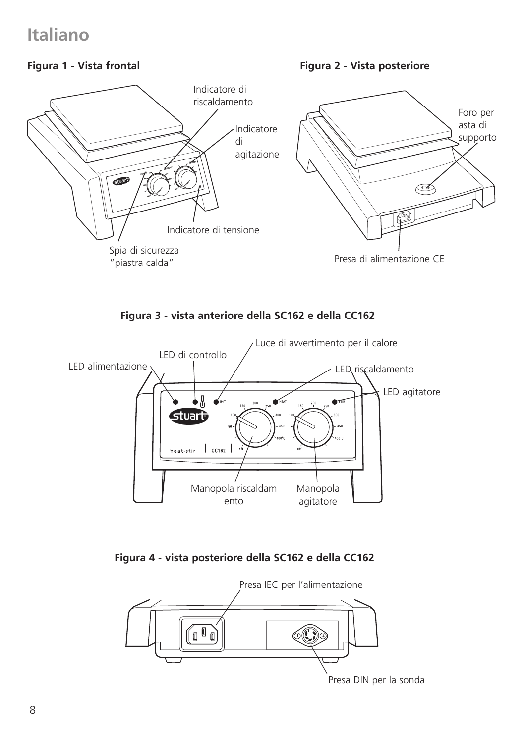# Italiano

**Figura 1 - Vista frontal**

Indicatore di riscaldamento

Indicatore di agitazione

Indicatore di tensione

Spia di sicurezza "piastra calda"

**Figura 2 - Vista posteriore**

Foro per asta di supporto

Presa di alimentazione CE

**Figura 3 - vista anteriore della SC162 e della CC162**

LED alimentazione

LED di controllo

Luce di avvertimento per il calore

LED riscaldamento

LED agitatore

Manopola riscaldamento

Manopola agitatore

**Figura 4 - vista posteriore della SC162 e della CC162**

Presa IEC per l'alimentazione

Presa DIN per la sonda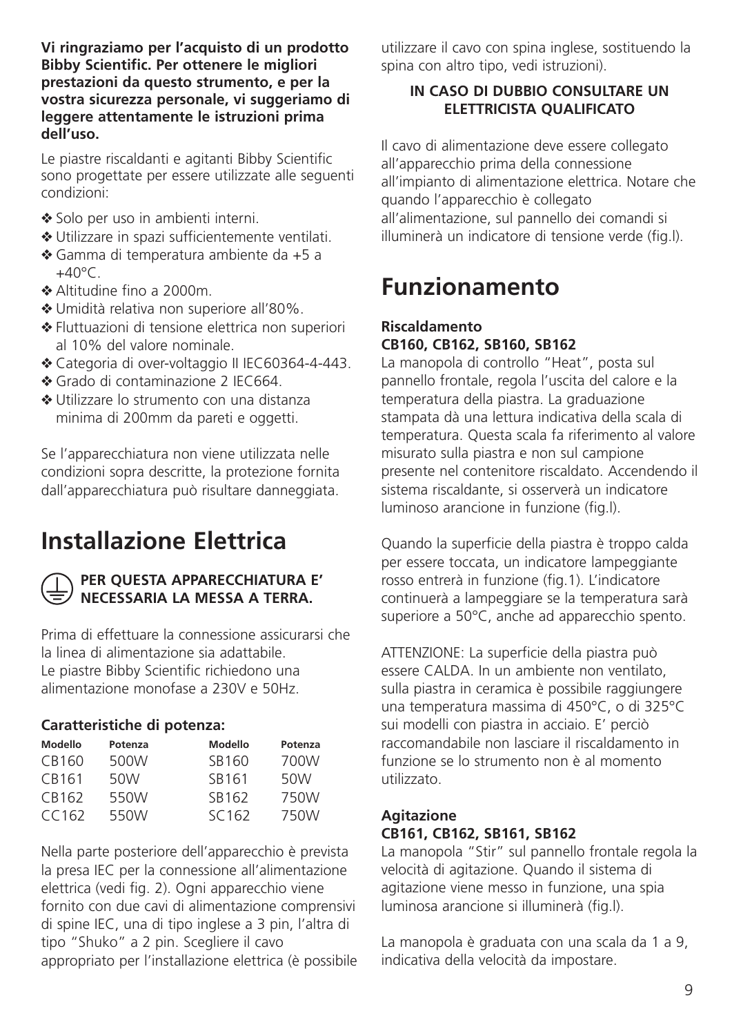**Vi ringraziamo per l'acquisto di un prodotto Bibby Scientific. Per ottenere le migliori prestazioni da questo strumento, e per la vostra sicurezza personale, vi suggeriamo di leggere attentamente le istruzioni prima dell'uso.**

Le piastre riscaldanti e agitanti Bibby Scientific sono progettate per essere utilizzate alle seguenti condizioni:

- ❖ Solo per uso in ambienti interni.
- ❖ Utilizzare in spazi sufficientemente ventilati.
- ❖ Gamma di temperatura ambiente da +5 a +40°C.
- ❖ Altitudine fino a 2000m.
- ❖ Umidità relativa non superiore all'80%.
- ❖ Fluttuazioni di tensione elettrica non superiori al 10% del valore nominale.
- ❖ Categoria di over-voltaggio II IEC60364-4-443.
- ❖ Grado di contaminazione 2 IEC664.
- ❖ Utilizzare lo strumento con una distanza minima di 200mm da pareti e oggetti.

Se l'apparecchiatura non viene utilizzata nelle condizioni sopra descritte, la protezione fornita dall'apparecchiatura può risultare danneggiata.

# Installazione Elettrica

**PER QUESTA APPARECCHIATURA E' NECESSARIA LA MESSA A TERRA.**

Prima di effettuare la connessione assicurarsi che la linea di alimentazione sia adattabile.
Le piastre Bibby Scientific richiedono una alimentazione monofase a 230V e 50Hz.

### Caratteristiche di potenza:

| Modello | Potenza | Modello | Potenza |
|---|---|---|---|
| CB160 | 500W | SB160 | 700W |
| CB161 | 50W | SB161 | 50W |
| CB162 | 550W | SB162 | 750W |
| CC162 | 550W | SC162 | 750W |

Nella parte posteriore dell'apparecchio è prevista la presa IEC per la connessione all'alimentazione elettrica (vedi fig. 2). Ogni apparecchio viene fornito con due cavi di alimentazione comprensivi di spine IEC, una di tipo inglese a 3 pin, l'altra di tipo "Shuko" a 2 pin. Scegliere il cavo appropriato per l'installazione elettrica (è possibile utilizzare il cavo con spina inglese, sostituendo la spina con altro tipo, vedi istruzioni).

**IN CASO DI DUBBIO CONSULTARE UN ELETTRICISTA QUALIFICATO**

Il cavo di alimentazione deve essere collegato all'apparecchio prima della connessione all'impianto di alimentazione elettrica. Notare che quando l'apparecchio è collegato all'alimentazione, sul pannello dei comandi si illuminerà un indicatore di tensione verde (fig.l).

# Funzionamento

### Riscaldamento
### CB160, CB162, SB160, SB162

La manopola di controllo "Heat", posta sul pannello frontale, regola l'uscita del calore e la temperatura della piastra. La graduazione stampata dà una lettura indicativa della scala di temperatura. Questa scala fa riferimento al valore misurato sulla piastra e non sul campione presente nel contenitore riscaldato. Accendendo il sistema riscaldante, si osserverà un indicatore luminoso arancione in funzione (fig.l).

Quando la superficie della piastra è troppo calda per essere toccata, un indicatore lampeggiante rosso entrerà in funzione (fig.1). L'indicatore continuerà a lampeggiare se la temperatura sarà superiore a 50°C, anche ad apparecchio spento.

ATTENZIONE: La superficie della piastra può essere CALDA. In un ambiente non ventilato, sulla piastra in ceramica è possibile raggiungere una temperatura massima di 450°C, o di 325°C sui modelli con piastra in acciaio. E' perciò raccomandabile non lasciare il riscaldamento in funzione se lo strumento non è al momento utilizzato.

### Agitazione
### CB161, CB162, SB161, SB162

La manopola "Stir" sul pannello frontale regola la velocità di agitazione. Quando il sistema di agitazione viene messo in funzione, una spia luminosa arancione si illuminerà (fig.l).

La manopola è graduata con una scala da 1 a 9, indicativa della velocità da impostare.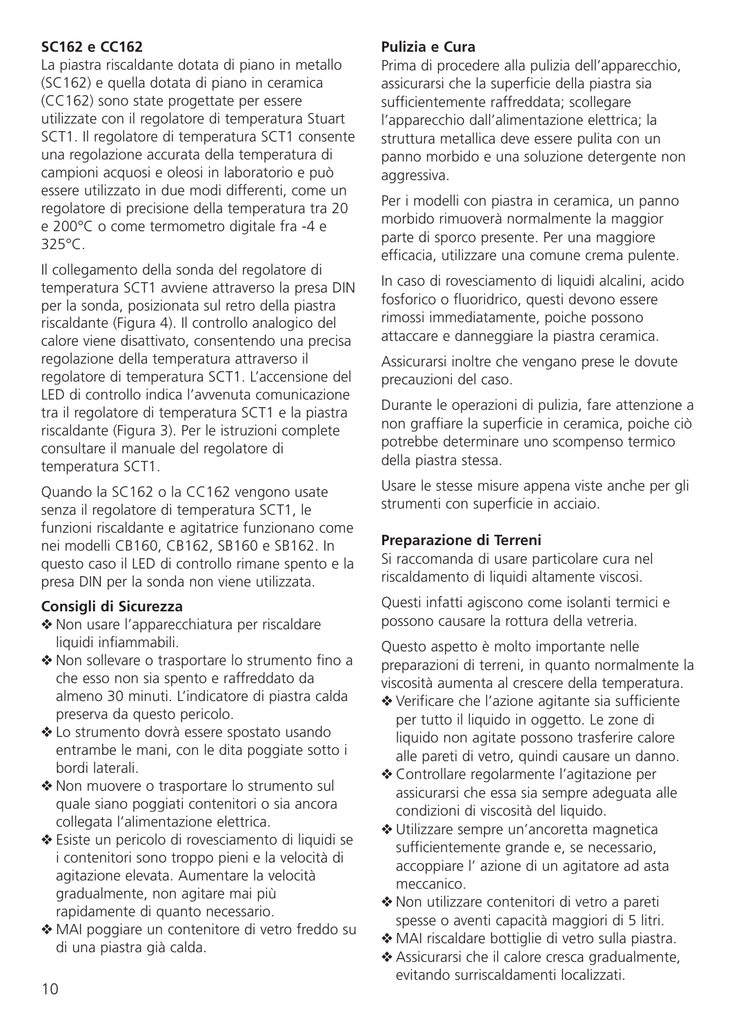**SC162 e CC162**

La piastra riscaldante dotata di piano in metallo (SC162) e quella dotata di piano in ceramica (CC162) sono state progettate per essere utilizzate con il regolatore di temperatura Stuart SCT1. Il regolatore di temperatura SCT1 consente una regolazione accurata della temperatura di campioni acquosi e oleosi in laboratorio e può essere utilizzato in due modi differenti, come un regolatore di precisione della temperatura tra 20 e 200°C o come termometro digitale fra -4 e 325°C.

Il collegamento della sonda del regolatore di temperatura SCT1 avviene attraverso la presa DIN per la sonda, posizionata sul retro della piastra riscaldante (Figura 4). Il controllo analogico del calore viene disattivato, consentendo una precisa regolazione della temperatura attraverso il regolatore di temperatura SCT1. L'accensione del LED di controllo indica l'avvenuta comunicazione tra il regolatore di temperatura SCT1 e la piastra riscaldante (Figura 3). Per le istruzioni complete consultare il manuale del regolatore di temperatura SCT1.

Quando la SC162 o la CC162 vengono usate senza il regolatore di temperatura SCT1, le funzioni riscaldante e agitatrice funzionano come nei modelli CB160, CB162, SB160 e SB162. In questo caso il LED di controllo rimane spento e la presa DIN per la sonda non viene utilizzata.

**Consigli di Sicurezza**

- ❖ Non usare l'apparecchiatura per riscaldare liquidi infiammabili.
- ❖ Non sollevare o trasportare lo strumento fino a che esso non sia spento e raffreddato da almeno 30 minuti. L'indicatore di piastra calda preserva da questo pericolo.
- ❖ Lo strumento dovrà essere spostato usando entrambe le mani, con le dita poggiate sotto i bordi laterali.
- ❖ Non muovere o trasportare lo strumento sul quale siano poggiati contenitori o sia ancora collegata l'alimentazione elettrica.
- ❖ Esiste un pericolo di rovesciamento di liquidi se i contenitori sono troppo pieni e la velocità di agitazione elevata. Aumentare la velocità gradualmente, non agitare mai più rapidamente di quanto necessario.
- ❖ MAI poggiare un contenitore di vetro freddo su di una piastra già calda.

**Pulizia e Cura**

Prima di procedere alla pulizia dell'apparecchio, assicurarsi che la superficie della piastra sia sufficientemente raffreddata; scollegare l'apparecchio dall'alimentazione elettrica; la struttura metallica deve essere pulita con un panno morbido e una soluzione detergente non aggressiva.

Per i modelli con piastra in ceramica, un panno morbido rimuoverà normalmente la maggior parte di sporco presente. Per una maggiore efficacia, utilizzare una comune crema pulente.

In caso di rovesciamento di liquidi alcalini, acido fosforico o fluoridrico, questi devono essere rimossi immediatamente, poiche possono attaccare e danneggiare la piastra ceramica.

Assicurarsi inoltre che vengano prese le dovute precauzioni del caso.

Durante le operazioni di pulizia, fare attenzione a non graffiare la superficie in ceramica, poiche ciò potrebbe determinare uno scompenso termico della piastra stessa.

Usare le stesse misure appena viste anche per gli strumenti con superficie in acciaio.

**Preparazione di Terreni**

Si raccomanda di usare particolare cura nel riscaldamento di liquidi altamente viscosi.

Questi infatti agiscono come isolanti termici e possono causare la rottura della vetreria.

Questo aspetto è molto importante nelle preparazioni di terreni, in quanto normalmente la viscosità aumenta al crescere della temperatura.

- ❖ Verificare che l'azione agitante sia sufficiente per tutto il liquido in oggetto. Le zone di liquido non agitate possono trasferire calore alle pareti di vetro, quindi causare un danno.
- ❖ Controllare regolarmente l'agitazione per assicurarsi che essa sia sempre adeguata alle condizioni di viscosità del liquido.
- ❖ Utilizzare sempre un'ancoretta magnetica sufficientemente grande e, se necessario, accoppiare l' azione di un agitatore ad asta meccanico.
- ❖ Non utilizzare contenitori di vetro a pareti spesse o aventi capacità maggiori di 5 litri.
- ❖ MAI riscaldare bottiglie di vetro sulla piastra.
- ❖ Assicurarsi che il calore cresca gradualmente, evitando surriscaldamenti localizzati.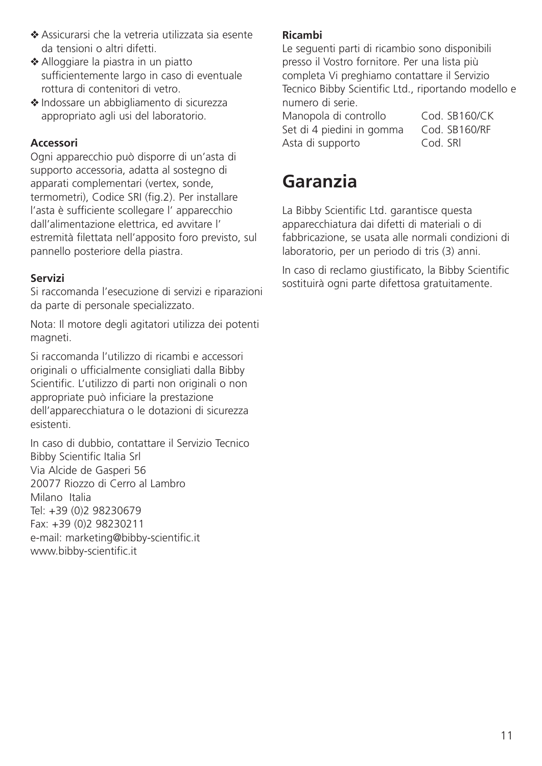- ❖ Assicurarsi che la vetreria utilizzata sia esente da tensioni o altri difetti.
- ❖ Alloggiare la piastra in un piatto sufficientemente largo in caso di eventuale rottura di contenitori di vetro.
- ❖ Indossare un abbigliamento di sicurezza appropriato agli usi del laboratorio.

**Accessori**

Ogni apparecchio può disporre di un'asta di supporto accessoria, adatta al sostegno di apparati complementari (vertex, sonde, termometri), Codice SRI (fig.2). Per installare l'asta è sufficiente scollegare l' apparecchio dall'alimentazione elettrica, ed avvitare l' estremità filettata nell'apposito foro previsto, sul pannello posteriore della piastra.

**Servizi**

Si raccomanda l'esecuzione di servizi e riparazioni da parte di personale specializzato.

Nota: Il motore degli agitatori utilizza dei potenti magneti.

Si raccomanda l'utilizzo di ricambi e accessori originali o ufficialmente consigliati dalla Bibby Scientific. L'utilizzo di parti non originali o non appropriate può inficiare la prestazione dell'apparecchiatura o le dotazioni di sicurezza esistenti.

In caso di dubbio, contattare il Servizio Tecnico
Bibby Scientific Italia Srl
Via Alcide de Gasperi 56
20077 Riozzo di Cerro al Lambro
Milano Italia
Tel: +39 (0)2 98230679
Fax: +39 (0)2 98230211
e-mail: marketing@bibby-scientific.it
www.bibby-scientific.it

**Ricambi**

Le seguenti parti di ricambio sono disponibili presso il Vostro fornitore. Per una lista più completa Vi preghiamo contattare il Servizio Tecnico Bibby Scientific Ltd., riportando modello e numero di serie.

| | |
|---|---|
| Manopola di controllo | Cod. SB160/CK |
| Set di 4 piedini in gomma | Cod. SB160/RF |
| Asta di supporto | Cod. SRl |

# Garanzia

La Bibby Scientific Ltd. garantisce questa apparecchiatura dai difetti di materiali o di fabbricazione, se usata alle normali condizioni di laboratorio, per un periodo di tris (3) anni.

In caso di reclamo giustificato, la Bibby Scientific sostituirà ogni parte difettosa gratuitamente.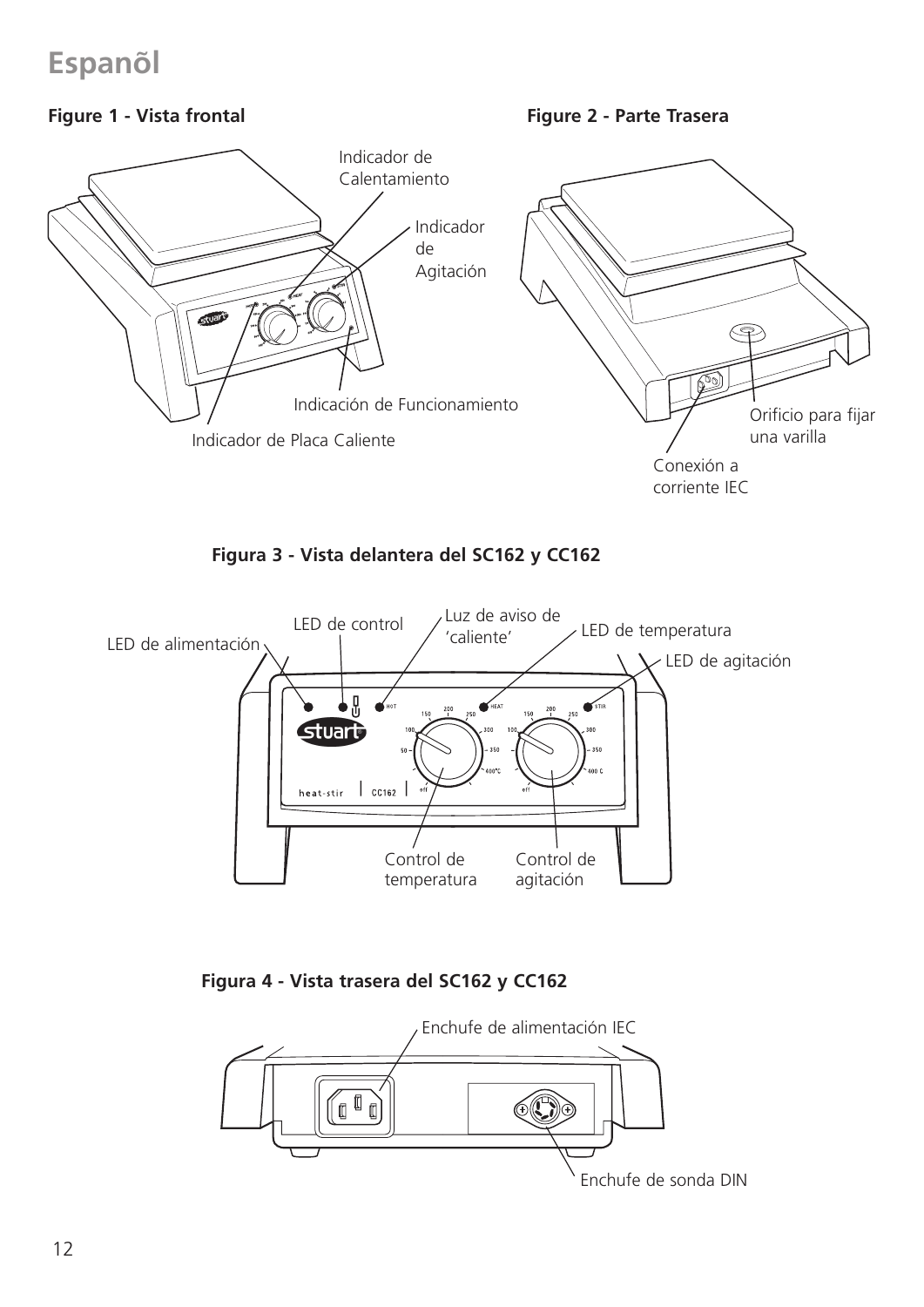# Espanõl

**Figure 1 - Vista frontal**

Indicador de Calentamiento

Indicador de Agitación

Indicación de Funcionamiento

Indicador de Placa Caliente

**Figure 2 - Parte Trasera**

Orificio para fijar una varilla

Conexión a corriente IEC

**Figura 3 - Vista delantera del SC162 y CC162**

LED de alimentación

LED de control

Luz de aviso de 'caliente'

LED de temperatura

LED de agitación

Control de temperatura

Control de agitación

**Figura 4 - Vista trasera del SC162 y CC162**

Enchufe de alimentación IEC

Enchufe de sonda DIN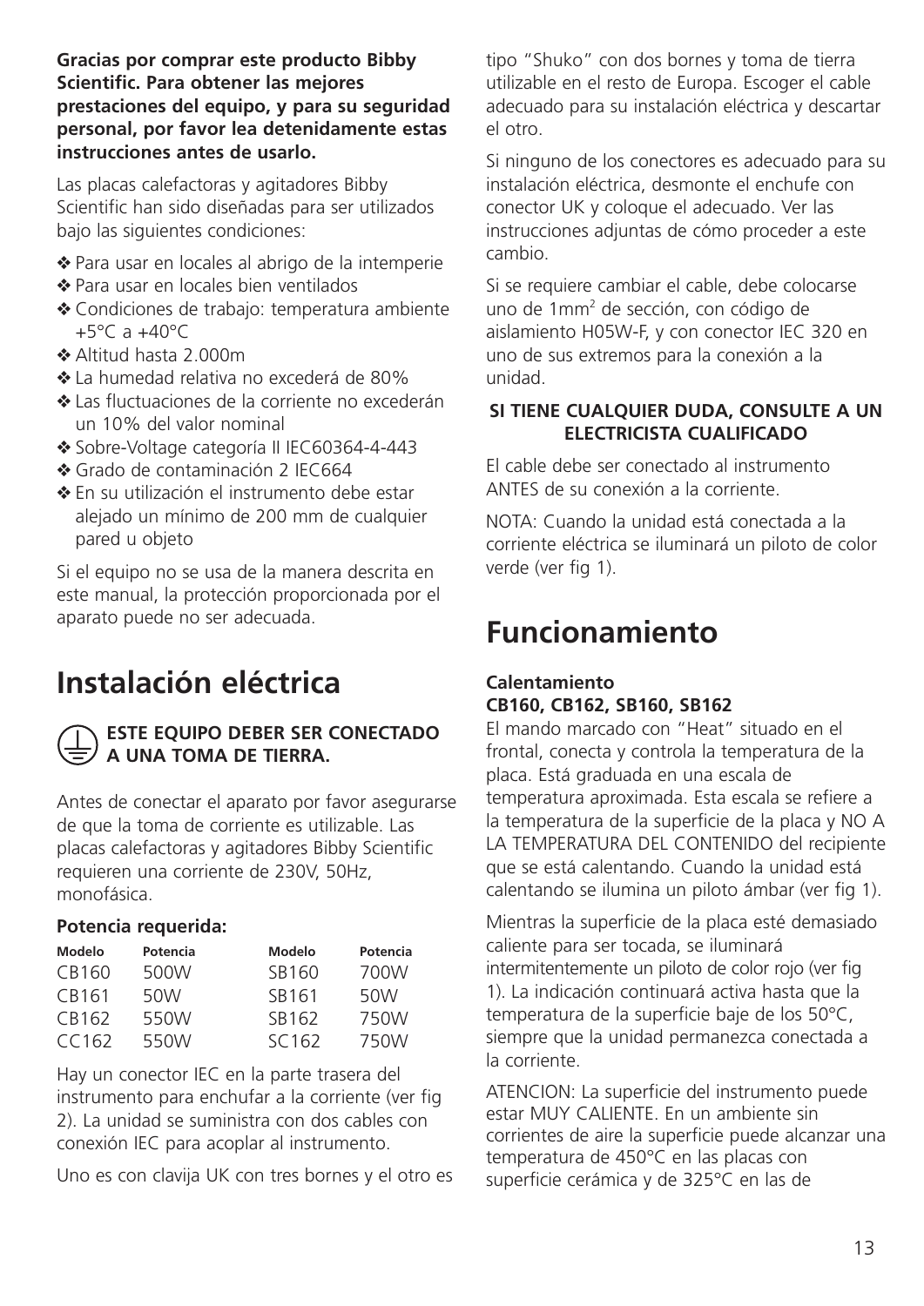**Gracias por comprar este producto Bibby Scientific. Para obtener las mejores prestaciones del equipo, y para su seguridad personal, por favor lea detenidamente estas instrucciones antes de usarlo.**

Las placas calefactoras y agitadores Bibby Scientific han sido diseñadas para ser utilizados bajo las siguientes condiciones:

- ❖ Para usar en locales al abrigo de la intemperie
- ❖ Para usar en locales bien ventilados
- ❖ Condiciones de trabajo: temperatura ambiente +5°C a +40°C
- ❖ Altitud hasta 2.000m
- ❖ La humedad relativa no excederá de 80%
- ❖ Las fluctuaciones de la corriente no excederán un 10% del valor nominal
- ❖ Sobre-Voltage categoría II IEC60364-4-443
- ❖ Grado de contaminación 2 IEC664
- ❖ En su utilización el instrumento debe estar alejado un mínimo de 200 mm de cualquier pared u objeto

Si el equipo no se usa de la manera descrita en este manual, la protección proporcionada por el aparato puede no ser adecuada.

# Instalación eléctrica

**ESTE EQUIPO DEBER SER CONECTADO A UNA TOMA DE TIERRA.**

Antes de conectar el aparato por favor asegurarse de que la toma de corriente es utilizable. Las placas calefactoras y agitadores Bibby Scientific requieren una corriente de 230V, 50Hz, monofásica.

**Potencia requerida:**

| Modelo | Potencia | Modelo | Potencia |
|---|---|---|---|
| CB160 | 500W | SB160 | 700W |
| CB161 | 50W | SB161 | 50W |
| CB162 | 550W | SB162 | 750W |
| CC162 | 550W | SC162 | 750W |

Hay un conector IEC en la parte trasera del instrumento para enchufar a la corriente (ver fig 2). La unidad se suministra con dos cables con conexión IEC para acoplar al instrumento.

Uno es con clavija UK con tres bornes y el otro es tipo "Shuko" con dos bornes y toma de tierra utilizable en el resto de Europa. Escoger el cable adecuado para su instalación eléctrica y descartar el otro.

Si ninguno de los conectores es adecuado para su instalación eléctrica, desmonte el enchufe con conector UK y coloque el adecuado. Ver las instrucciones adjuntas de cómo proceder a este cambio.

Si se requiere cambiar el cable, debe colocarse uno de 1mm$^2$ de sección, con código de aislamiento H05W-F, y con conector IEC 320 en uno de sus extremos para la conexión a la unidad.

**SI TIENE CUALQUIER DUDA, CONSULTE A UN ELECTRICISTA CUALIFICADO**

El cable debe ser conectado al instrumento ANTES de su conexión a la corriente.

NOTA: Cuando la unidad está conectada a la corriente eléctrica se iluminará un piloto de color verde (ver fig 1).

# Funcionamiento

### Calentamiento
### CB160, CB162, SB160, SB162

El mando marcado con "Heat" situado en el frontal, conecta y controla la temperatura de la placa. Está graduada en una escala de temperatura aproximada. Esta escala se refiere a la temperatura de la superficie de la placa y NO A LA TEMPERATURA DEL CONTENIDO del recipiente que se está calentando. Cuando la unidad está calentando se ilumina un piloto ámbar (ver fig 1).

Mientras la superficie de la placa esté demasiado caliente para ser tocada, se iluminará intermitentemente un piloto de color rojo (ver fig 1). La indicación continuará activa hasta que la temperatura de la superficie baje de los 50°C, siempre que la unidad permanezca conectada a la corriente.

ATENCION: La superficie del instrumento puede estar MUY CALIENTE. En un ambiente sin corrientes de aire la superficie puede alcanzar una temperatura de 450°C en las placas con superficie cerámica y de 325°C en las de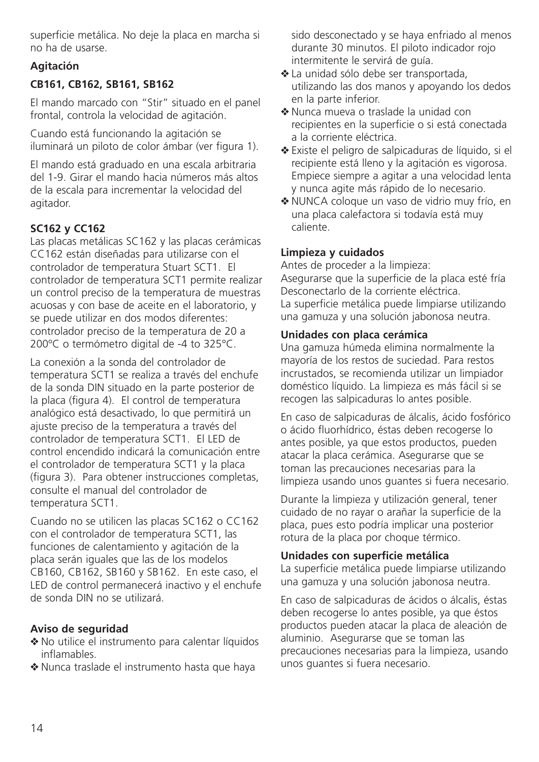superficie metálica. No deje la placa en marcha si no ha de usarse.

**Agitación**

**CB161, CB162, SB161, SB162**

El mando marcado con "Stir" situado en el panel frontal, controla la velocidad de agitación.

Cuando está funcionando la agitación se iluminará un piloto de color ámbar (ver figura 1).

El mando está graduado en una escala arbitraria del 1-9. Girar el mando hacia números más altos de la escala para incrementar la velocidad del agitador.

**SC162 y CC162**

Las placas metálicas SC162 y las placas cerámicas CC162 están diseñadas para utilizarse con el controlador de temperatura Stuart SCT1. El controlador de temperatura SCT1 permite realizar un control preciso de la temperatura de muestras acuosas y con base de aceite en el laboratorio, y se puede utilizar en dos modos diferentes: controlador preciso de la temperatura de 20 a 200ºC o termómetro digital de -4 to 325°C.

La conexión a la sonda del controlador de temperatura SCT1 se realiza a través del enchufe de la sonda DIN situado en la parte posterior de la placa (figura 4). El control de temperatura analógico está desactivado, lo que permitirá un ajuste preciso de la temperatura a través del controlador de temperatura SCT1. El LED de control encendido indicará la comunicación entre el controlador de temperatura SCT1 y la placa (figura 3). Para obtener instrucciones completas, consulte el manual del controlador de temperatura SCT1.

Cuando no se utilicen las placas SC162 o CC162 con el controlador de temperatura SCT1, las funciones de calentamiento y agitación de la placa serán iguales que las de los modelos CB160, CB162, SB160 y SB162. En este caso, el LED de control permanecerá inactivo y el enchufe de sonda DIN no se utilizará.

**Aviso de seguridad**

- ❖ No utilice el instrumento para calentar líquidos inflamables.
- ❖ Nunca traslade el instrumento hasta que haya sido desconectado y se haya enfriado al menos durante 30 minutos. El piloto indicador rojo intermitente le servirá de guía.
- ❖ La unidad sólo debe ser transportada, utilizando las dos manos y apoyando los dedos en la parte inferior.
- ❖ Nunca mueva o traslade la unidad con recipientes en la superficie o si está conectada a la corriente eléctrica.
- ❖ Existe el peligro de salpicaduras de líquido, si el recipiente está lleno y la agitación es vigorosa. Empiece siempre a agitar a una velocidad lenta y nunca agite más rápido de lo necesario.
- ❖ NUNCA coloque un vaso de vidrio muy frío, en una placa calefactora si todavía está muy caliente.

**Limpieza y cuidados**

Antes de proceder a la limpieza:
Asegurarse que la superficie de la placa esté fría
Desconectarlo de la corriente eléctrica.
La superficie metálica puede limpiarse utilizando una gamuza y una solución jabonosa neutra.

**Unidades con placa cerámica**

Una gamuza húmeda elimina normalmente la mayoría de los restos de suciedad. Para restos incrustados, se recomienda utilizar un limpiador doméstico líquido. La limpieza es más fácil si se recogen las salpicaduras lo antes posible.

En caso de salpicaduras de álcalis, ácido fosfórico o ácido fluorhídrico, éstas deben recogerse lo antes posible, ya que estos productos, pueden atacar la placa cerámica. Asegurarse que se toman las precauciones necesarias para la limpieza usando unos guantes si fuera necesario.

Durante la limpieza y utilización general, tener cuidado de no rayar o arañar la superficie de la placa, pues esto podría implicar una posterior rotura de la placa por choque térmico.

**Unidades con superficie metálica**

La superficie metálica puede limpiarse utilizando una gamuza y una solución jabonosa neutra.

En caso de salpicaduras de ácidos o álcalis, éstas deben recogerse lo antes posible, ya que éstos productos pueden atacar la placa de aleación de aluminio. Asegurarse que se toman las precauciones necesarias para la limpieza, usando unos guantes si fuera necesario.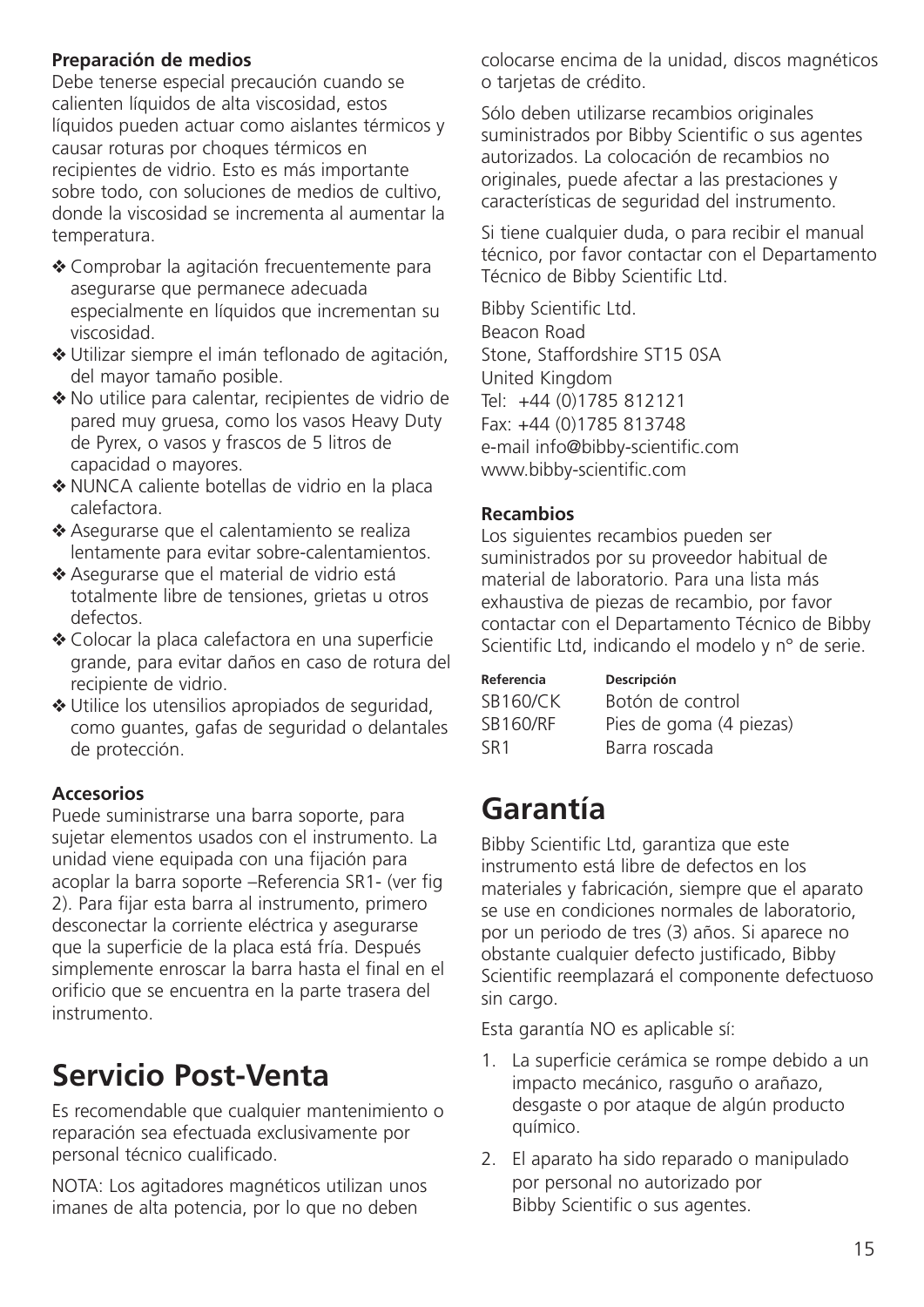**Preparación de medios**

Debe tenerse especial precaución cuando se calienten líquidos de alta viscosidad, estos líquidos pueden actuar como aislantes térmicos y causar roturas por choques térmicos en recipientes de vidrio. Esto es más importante sobre todo, con soluciones de medios de cultivo, donde la viscosidad se incrementa al aumentar la temperatura.

- ❖ Comprobar la agitación frecuentemente para asegurarse que permanece adecuada especialmente en líquidos que incrementan su viscosidad.
- ❖ Utilizar siempre el imán teflonado de agitación, del mayor tamaño posible.
- ❖ No utilice para calentar, recipientes de vidrio de pared muy gruesa, como los vasos Heavy Duty de Pyrex, o vasos y frascos de 5 litros de capacidad o mayores.
- ❖ NUNCA caliente botellas de vidrio en la placa calefactora.
- ❖ Asegurarse que el calentamiento se realiza lentamente para evitar sobre-calentamientos.
- ❖ Asegurarse que el material de vidrio está totalmente libre de tensiones, grietas u otros defectos.
- ❖ Colocar la placa calefactora en una superficie grande, para evitar daños en caso de rotura del recipiente de vidrio.
- ❖ Utilice los utensilios apropiados de seguridad, como guantes, gafas de seguridad o delantales de protección.

**Accesorios**

Puede suministrarse una barra soporte, para sujetar elementos usados con el instrumento. La unidad viene equipada con una fijación para acoplar la barra soporte –Referencia SR1- (ver fig 2). Para fijar esta barra al instrumento, primero desconectar la corriente eléctrica y asegurarse que la superficie de la placa está fría. Después simplemente enroscar la barra hasta el final en el orificio que se encuentra en la parte trasera del instrumento.

# Servicio Post-Venta

Es recomendable que cualquier mantenimiento o reparación sea efectuada exclusivamente por personal técnico cualificado.

NOTA: Los agitadores magnéticos utilizan unos imanes de alta potencia, por lo que no deben colocarse encima de la unidad, discos magnéticos o tarjetas de crédito.

Sólo deben utilizarse recambios originales suministrados por Bibby Scientific o sus agentes autorizados. La colocación de recambios no originales, puede afectar a las prestaciones y características de seguridad del instrumento.

Si tiene cualquier duda, o para recibir el manual técnico, por favor contactar con el Departamento Técnico de Bibby Scientific Ltd.

Bibby Scientific Ltd.
Beacon Road
Stone, Staffordshire ST15 0SA
United Kingdom
Tel: +44 (0)1785 812121
Fax: +44 (0)1785 813748
e-mail info@bibby-scientific.com
www.bibby-scientific.com

**Recambios**

Los siguientes recambios pueden ser suministrados por su proveedor habitual de material de laboratorio. Para una lista más exhaustiva de piezas de recambio, por favor contactar con el Departamento Técnico de Bibby Scientific Ltd, indicando el modelo y n° de serie.

| Referencia | Descripción |
|---|---|
| SB160/CK | Botón de control |
| SB160/RF | Pies de goma (4 piezas) |
| SR1 | Barra roscada |

# Garantía

Bibby Scientific Ltd, garantiza que este instrumento está libre de defectos en los materiales y fabricación, siempre que el aparato se use en condiciones normales de laboratorio, por un periodo de tres (3) años. Si aparece no obstante cualquier defecto justificado, Bibby Scientific reemplazará el componente defectuoso sin cargo.

Esta garantía NO es aplicable sí:

1. La superficie cerámica se rompe debido a un impacto mecánico, rasguño o arañazo, desgaste o por ataque de algún producto químico.
2. El aparato ha sido reparado o manipulado por personal no autorizado por Bibby Scientific o sus agentes.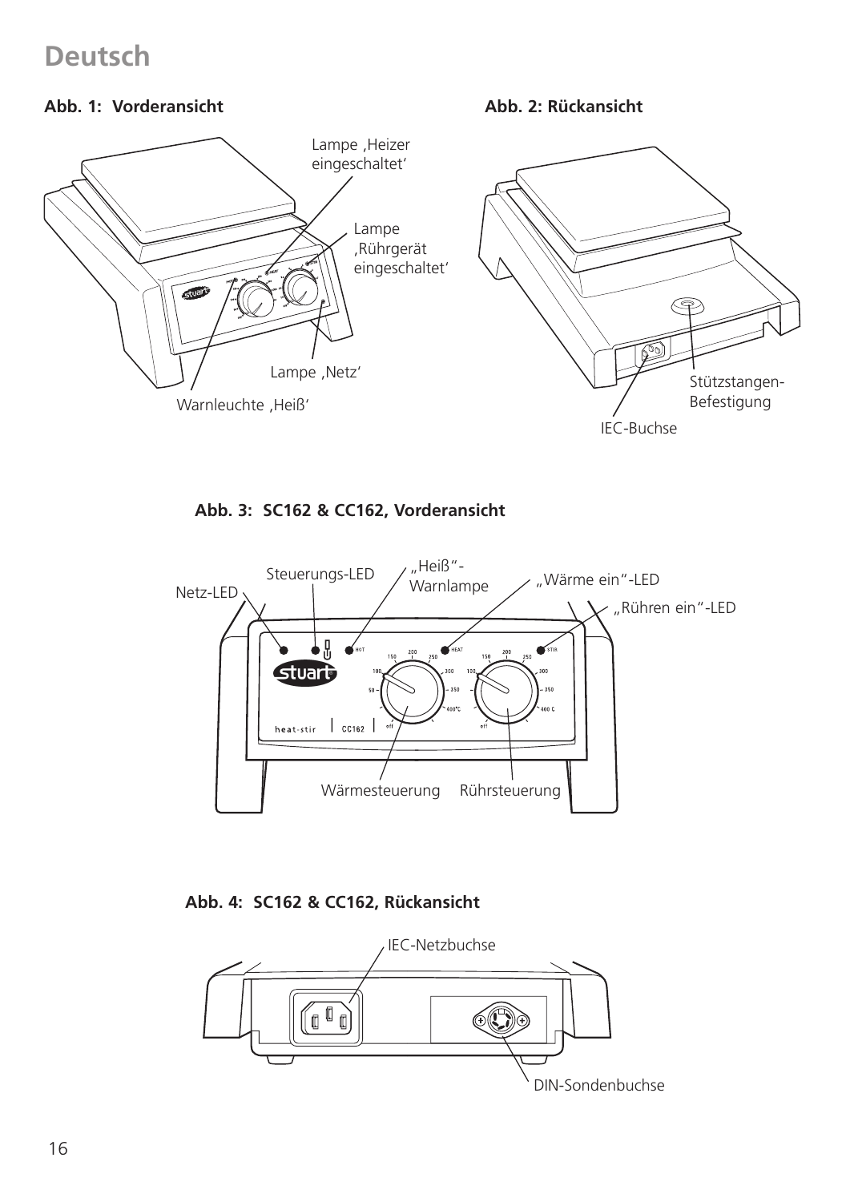# Deutsch

**Abb. 1: Vorderansicht**

Lampe ‚Heizer eingeschaltet'

Lampe ‚Rührgerät eingeschaltet'

Lampe ‚Netz'

Warnleuchte ‚Heiß'

**Abb. 2: Rückansicht**

Stützstangen-Befestigung

IEC-Buchse

**Abb. 3: SC162 & CC162, Vorderansicht**

Netz-LED

Steuerungs-LED

„Heiß"-Warnlampe

„Wärme ein"-LED

„Rühren ein"-LED

Wärmesteuerung

Rührsteuerung

**Abb. 4: SC162 & CC162, Rückansicht**

IEC-Netzbuchse

DIN-Sondenbuchse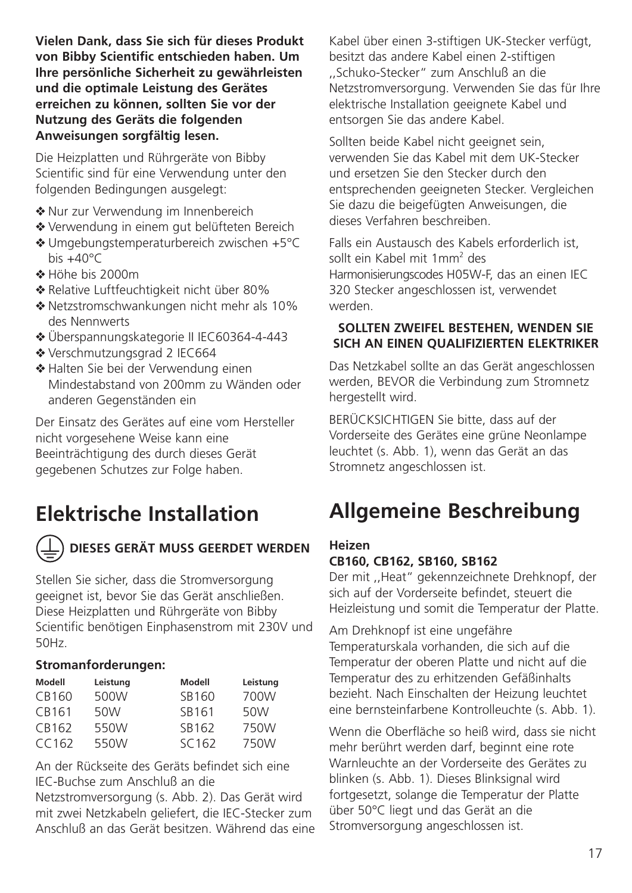**Vielen Dank, dass Sie sich für dieses Produkt von Bibby Scientific entschieden haben. Um Ihre persönliche Sicherheit zu gewährleisten und die optimale Leistung des Gerätes erreichen zu können, sollten Sie vor der Nutzung des Geräts die folgenden Anweisungen sorgfältig lesen.**

Die Heizplatten und Rührgeräte von Bibby Scientific sind für eine Verwendung unter den folgenden Bedingungen ausgelegt:

- ❖ Nur zur Verwendung im Innenbereich
- ❖ Verwendung in einem gut belüfteten Bereich
- ❖ Umgebungstemperaturbereich zwischen +5°C bis +40°C
- ❖ Höhe bis 2000m
- ❖ Relative Luftfeuchtigkeit nicht über 80%
- ❖ Netzstromschwankungen nicht mehr als 10% des Nennwerts
- ❖ Überspannungskategorie II IEC60364-4-443
- ❖ Verschmutzungsgrad 2 IEC664
- ❖ Halten Sie bei der Verwendung einen Mindestabstand von 200mm zu Wänden oder anderen Gegenständen ein

Der Einsatz des Gerätes auf eine vom Hersteller nicht vorgesehene Weise kann eine Beeinträchtigung des durch dieses Gerät gegebenen Schutzes zur Folge haben.

# Elektrische Installation

**DIESES GERÄT MUSS GEERDET WERDEN**

Stellen Sie sicher, dass die Stromversorgung geeignet ist, bevor Sie das Gerät anschließen. Diese Heizplatten und Rührgeräte von Bibby Scientific benötigen Einphasenstrom mit 230V und 50Hz.

**Stromanforderungen:**

| Modell | Leistung | Modell | Leistung |
|---|---|---|---|
| CB160 | 500W | SB160 | 700W |
| CB161 | 50W | SB161 | 50W |
| CB162 | 550W | SB162 | 750W |
| CC162 | 550W | SC162 | 750W |

An der Rückseite des Geräts befindet sich eine IEC-Buchse zum Anschluß an die Netzstromversorgung (s. Abb. 2). Das Gerät wird mit zwei Netzkabeln geliefert, die IEC-Stecker zum Anschluß an das Gerät besitzen. Während das eine Kabel über einen 3-stiftigen UK-Stecker verfügt, besitzt das andere Kabel einen 2-stiftigen ,,Schuko-Stecker" zum Anschluß an die Netzstromversorgung. Verwenden Sie das für Ihre elektrische Installation geeignete Kabel und entsorgen Sie das andere Kabel.

Sollten beide Kabel nicht geeignet sein, verwenden Sie das Kabel mit dem UK-Stecker und ersetzen Sie den Stecker durch den entsprechenden geeigneten Stecker. Vergleichen Sie dazu die beigefügten Anweisungen, die dieses Verfahren beschreiben.

Falls ein Austausch des Kabels erforderlich ist, sollt ein Kabel mit $1mm^2$ des Harmonisierungscodes H05W-F, das an einen IEC 320 Stecker angeschlossen ist, verwendet werden.

**SOLLTEN ZWEIFEL BESTEHEN, WENDEN SIE SICH AN EINEN QUALIFIZIERTEN ELEKTRIKER**

Das Netzkabel sollte an das Gerät angeschlossen werden, BEVOR die Verbindung zum Stromnetz hergestellt wird.

BERÜCKSICHTIGEN Sie bitte, dass auf der Vorderseite des Gerätes eine grüne Neonlampe leuchtet (s. Abb. 1), wenn das Gerät an das Stromnetz angeschlossen ist.

# Allgemeine Beschreibung

**Heizen**

**CB160, CB162, SB160, SB162**

Der mit ,,Heat" gekennzeichnete Drehknopf, der sich auf der Vorderseite befindet, steuert die Heizleistung und somit die Temperatur der Platte.

Am Drehknopf ist eine ungefähre Temperaturskala vorhanden, die sich auf die Temperatur der oberen Platte und nicht auf die Temperatur des zu erhitzenden Gefäßinhalts bezieht. Nach Einschalten der Heizung leuchtet eine bernsteinfarbene Kontrolleuchte (s. Abb. 1).

Wenn die Oberfläche so heiß wird, dass sie nicht mehr berührt werden darf, beginnt eine rote Warnleuchte an der Vorderseite des Gerätes zu blinken (s. Abb. 1). Dieses Blinksignal wird fortgesetzt, solange die Temperatur der Platte über 50°C liegt und das Gerät an die Stromversorgung angeschlossen ist.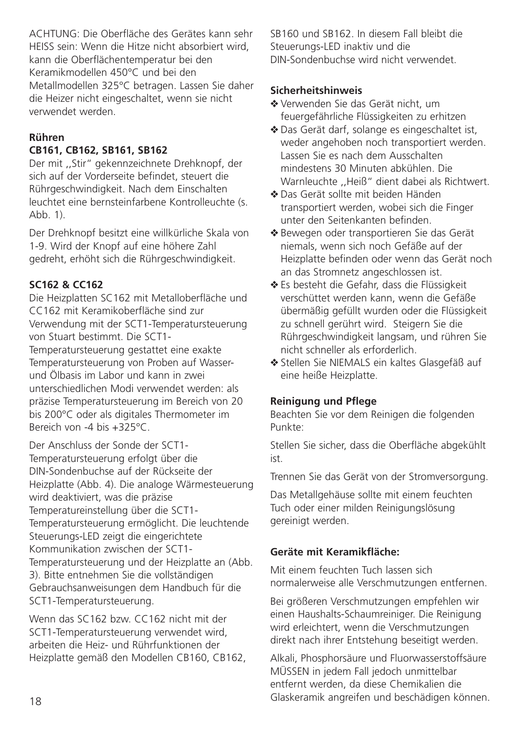ACHTUNG: Die Oberfläche des Gerätes kann sehr HEISS sein: Wenn die Hitze nicht absorbiert wird, kann die Oberflächentemperatur bei den Keramikmodellen 450°C und bei den Metallmodellen 325°C betragen. Lassen Sie daher die Heizer nicht eingeschaltet, wenn sie nicht verwendet werden.

**Rühren**
**CB161, CB162, SB161, SB162**

Der mit ,,Stir" gekennzeichnete Drehknopf, der sich auf der Vorderseite befindet, steuert die Rührgeschwindigkeit. Nach dem Einschalten leuchtet eine bernsteinfarbene Kontrolleuchte (s. Abb. 1).

Der Drehknopf besitzt eine willkürliche Skala von 1-9. Wird der Knopf auf eine höhere Zahl gedreht, erhöht sich die Rührgeschwindigkeit.

**SC162 & CC162**

Die Heizplatten SC162 mit Metalloberfläche und CC162 mit Keramikoberfläche sind zur Verwendung mit der SCT1-Temperatursteuerung von Stuart bestimmt. Die SCT1-Temperatursteuerung gestattet eine exakte Temperatursteuerung von Proben auf Wasser- und Ölbasis im Labor und kann in zwei unterschiedlichen Modi verwendet werden: als präzise Temperatursteuerung im Bereich von 20 bis 200°C oder als digitales Thermometer im Bereich von -4 bis +325°C.

Der Anschluss der Sonde der SCT1-Temperatursteuerung erfolgt über die DIN-Sondenbuchse auf der Rückseite der Heizplatte (Abb. 4). Die analoge Wärmesteuerung wird deaktiviert, was die präzise Temperatureinstellung über die SCT1-Temperatursteuerung ermöglicht. Die leuchtende Steuerungs-LED zeigt die eingerichtete Kommunikation zwischen der SCT1-Temperatursteuerung und der Heizplatte an (Abb. 3). Bitte entnehmen Sie die vollständigen Gebrauchsanweisungen dem Handbuch für die SCT1-Temperatursteuerung.

Wenn das SC162 bzw. CC162 nicht mit der SCT1-Temperatursteuerung verwendet wird, arbeiten die Heiz- und Rührfunktionen der Heizplatte gemäß den Modellen CB160, CB162, SB160 und SB162. In diesem Fall bleibt die Steuerungs-LED inaktiv und die DIN-Sondenbuchse wird nicht verwendet.

**Sicherheitshinweis**

- ❖ Verwenden Sie das Gerät nicht, um feuergefährliche Flüssigkeiten zu erhitzen
- ❖ Das Gerät darf, solange es eingeschaltet ist, weder angehoben noch transportiert werden. Lassen Sie es nach dem Ausschalten mindestens 30 Minuten abkühlen. Die Warnleuchte ,,Heiß" dient dabei als Richtwert.
- ❖ Das Gerät sollte mit beiden Händen transportiert werden, wobei sich die Finger unter den Seitenkanten befinden.
- ❖ Bewegen oder transportieren Sie das Gerät niemals, wenn sich noch Gefäße auf der Heizplatte befinden oder wenn das Gerät noch an das Stromnetz angeschlossen ist.
- ❖ Es besteht die Gefahr, dass die Flüssigkeit verschüttet werden kann, wenn die Gefäße übermäßig gefüllt wurden oder die Flüssigkeit zu schnell gerührt wird. Steigern Sie die Rührgeschwindigkeit langsam, und rühren Sie nicht schneller als erforderlich.
- ❖ Stellen Sie NIEMALS ein kaltes Glasgefäß auf eine heiße Heizplatte.

**Reinigung und Pflege**

Beachten Sie vor dem Reinigen die folgenden Punkte:

Stellen Sie sicher, dass die Oberfläche abgekühlt ist.

Trennen Sie das Gerät von der Stromversorgung.

Das Metallgehäuse sollte mit einem feuchten Tuch oder einer milden Reinigungslösung gereinigt werden.

**Geräte mit Keramikfläche:**

Mit einem feuchten Tuch lassen sich normalerweise alle Verschmutzungen entfernen.

Bei größeren Verschmutzungen empfehlen wir einen Haushalts-Schaumreiniger. Die Reinigung wird erleichtert, wenn die Verschmutzungen direkt nach ihrer Entstehung beseitigt werden.

Alkali, Phosphorsäure und Fluorwasserstoffsäure MÜSSEN in jedem Fall jedoch unmittelbar entfernt werden, da diese Chemikalien die Glaskeramik angreifen und beschädigen können.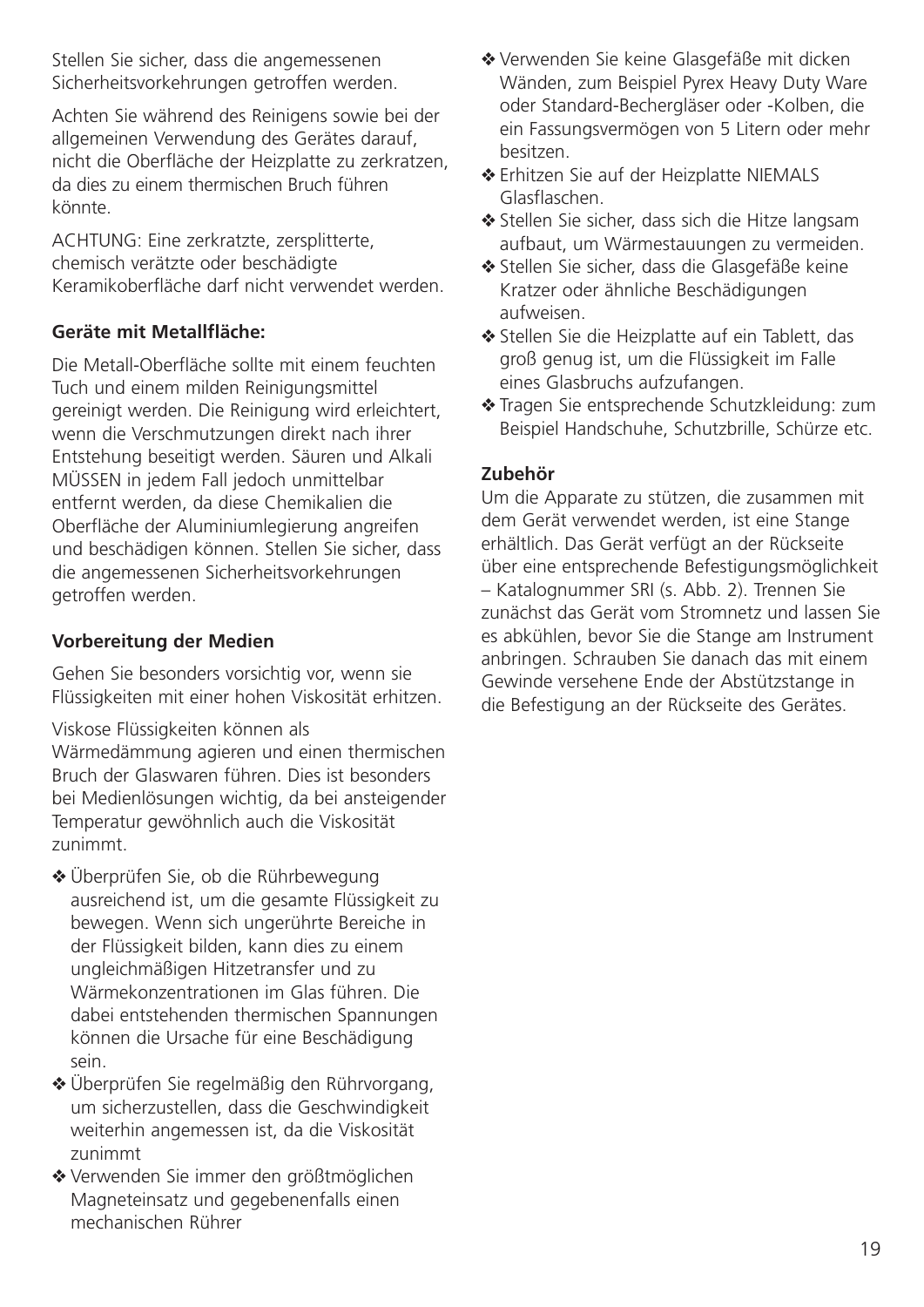Stellen Sie sicher, dass die angemessenen Sicherheitsvorkehrungen getroffen werden.

Achten Sie während des Reinigens sowie bei der allgemeinen Verwendung des Gerätes darauf, nicht die Oberfläche der Heizplatte zu zerkratzen, da dies zu einem thermischen Bruch führen könnte.

ACHTUNG: Eine zerkratzte, zersplitterte, chemisch verätzte oder beschädigte Keramikoberfläche darf nicht verwendet werden.

**Geräte mit Metallfläche:**

Die Metall-Oberfläche sollte mit einem feuchten Tuch und einem milden Reinigungsmittel gereinigt werden. Die Reinigung wird erleichtert, wenn die Verschmutzungen direkt nach ihrer Entstehung beseitigt werden. Säuren und Alkali MÜSSEN in jedem Fall jedoch unmittelbar entfernt werden, da diese Chemikalien die Oberfläche der Aluminiumlegierung angreifen und beschädigen können. Stellen Sie sicher, dass die angemessenen Sicherheitsvorkehrungen getroffen werden.

**Vorbereitung der Medien**

Gehen Sie besonders vorsichtig vor, wenn sie Flüssigkeiten mit einer hohen Viskosität erhitzen.

Viskose Flüssigkeiten können als Wärmedämmung agieren und einen thermischen Bruch der Glaswaren führen. Dies ist besonders bei Medienlösungen wichtig, da bei ansteigender Temperatur gewöhnlich auch die Viskosität zunimmt.

- ❖ Überprüfen Sie, ob die Rührbewegung ausreichend ist, um die gesamte Flüssigkeit zu bewegen. Wenn sich ungerührte Bereiche in der Flüssigkeit bilden, kann dies zu einem ungleichmäßigen Hitzetransfer und zu Wärmekonzentrationen im Glas führen. Die dabei entstehenden thermischen Spannungen können die Ursache für eine Beschädigung sein.
- ❖ Überprüfen Sie regelmäßig den Rührvorgang, um sicherzustellen, dass die Geschwindigkeit weiterhin angemessen ist, da die Viskosität zunimmt
- ❖ Verwenden Sie immer den größtmöglichen Magneteinsatz und gegebenenfalls einen mechanischen Rührer
- ❖ Verwenden Sie keine Glasgefäße mit dicken Wänden, zum Beispiel Pyrex Heavy Duty Ware oder Standard-Bechergläser oder -Kolben, die ein Fassungsvermögen von 5 Litern oder mehr besitzen.
- ❖ Erhitzen Sie auf der Heizplatte NIEMALS Glasflaschen.
- ❖ Stellen Sie sicher, dass sich die Hitze langsam aufbaut, um Wärmestauungen zu vermeiden.
- ❖ Stellen Sie sicher, dass die Glasgefäße keine Kratzer oder ähnliche Beschädigungen aufweisen.
- ❖ Stellen Sie die Heizplatte auf ein Tablett, das groß genug ist, um die Flüssigkeit im Falle eines Glasbruchs aufzufangen.
- ❖ Tragen Sie entsprechende Schutzkleidung: zum Beispiel Handschuhe, Schutzbrille, Schürze etc.

**Zubehör**

Um die Apparate zu stützen, die zusammen mit dem Gerät verwendet werden, ist eine Stange erhältlich. Das Gerät verfügt an der Rückseite über eine entsprechende Befestigungsmöglichkeit – Katalognummer SRI (s. Abb. 2). Trennen Sie zunächst das Gerät vom Stromnetz und lassen Sie es abkühlen, bevor Sie die Stange am Instrument anbringen. Schrauben Sie danach das mit einem Gewinde versehene Ende der Abstützstange in die Befestigung an der Rückseite des Gerätes.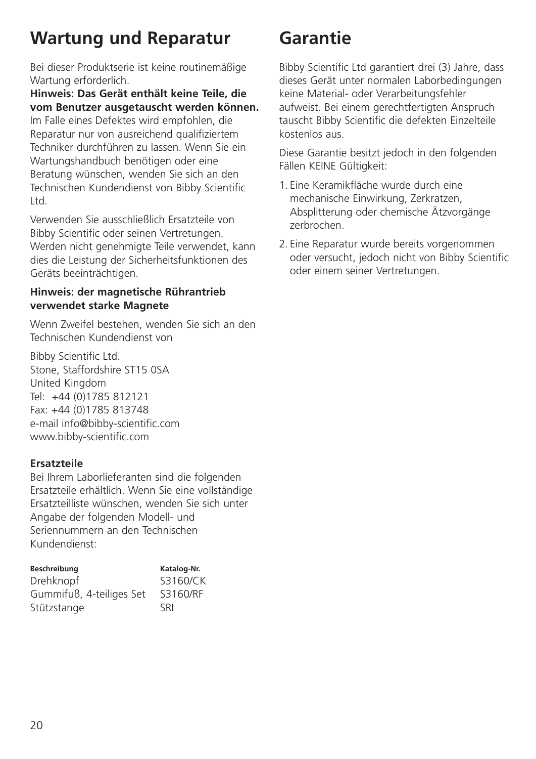# Wartung und Reparatur

Bei dieser Produktserie ist keine routinemäßige Wartung erforderlich.

**Hinweis: Das Gerät enthält keine Teile, die vom Benutzer ausgetauscht werden können.** Im Falle eines Defektes wird empfohlen, die Reparatur nur von ausreichend qualifiziertem Techniker durchführen zu lassen. Wenn Sie ein Wartungshandbuch benötigen oder eine Beratung wünschen, wenden Sie sich an den Technischen Kundendienst von Bibby Scientific Ltd.

Verwenden Sie ausschließlich Ersatzteile von Bibby Scientific oder seinen Vertretungen. Werden nicht genehmigte Teile verwendet, kann dies die Leistung der Sicherheitsfunktionen des Geräts beeinträchtigen.

**Hinweis: der magnetische Rührantrieb verwendet starke Magnete**

Wenn Zweifel bestehen, wenden Sie sich an den Technischen Kundendienst von

Bibby Scientific Ltd.
Stone, Staffordshire ST15 0SA
United Kingdom
Tel: +44 (0)1785 812121
Fax: +44 (0)1785 813748
e-mail info@bibby-scientific.com
www.bibby-scientific.com

**Ersatzteile**

Bei Ihrem Laborlieferanten sind die folgenden Ersatzteile erhältlich. Wenn Sie eine vollständige Ersatzteilliste wünschen, wenden Sie sich unter Angabe der folgenden Modell- und Seriennummern an den Technischen Kundendienst:

| Beschreibung | Katalog-Nr. |
|---|---|
| Drehknopf | S3160/CK |
| Gummifuß, 4-teiliges Set | S3160/RF |
| Stützstange | SRI |

# Garantie

Bibby Scientific Ltd garantiert drei (3) Jahre, dass dieses Gerät unter normalen Laborbedingungen keine Material- oder Verarbeitungsfehler aufweist. Bei einem gerechtfertigten Anspruch tauscht Bibby Scientific die defekten Einzelteile kostenlos aus.

Diese Garantie besitzt jedoch in den folgenden Fällen KEINE Gültigkeit:

1. Eine Keramikfläche wurde durch eine mechanische Einwirkung, Zerkratzen, Absplitterung oder chemische Ätzvorgänge zerbrochen.
2. Eine Reparatur wurde bereits vorgenommen oder versucht, jedoch nicht von Bibby Scientific oder einem seiner Vertretungen.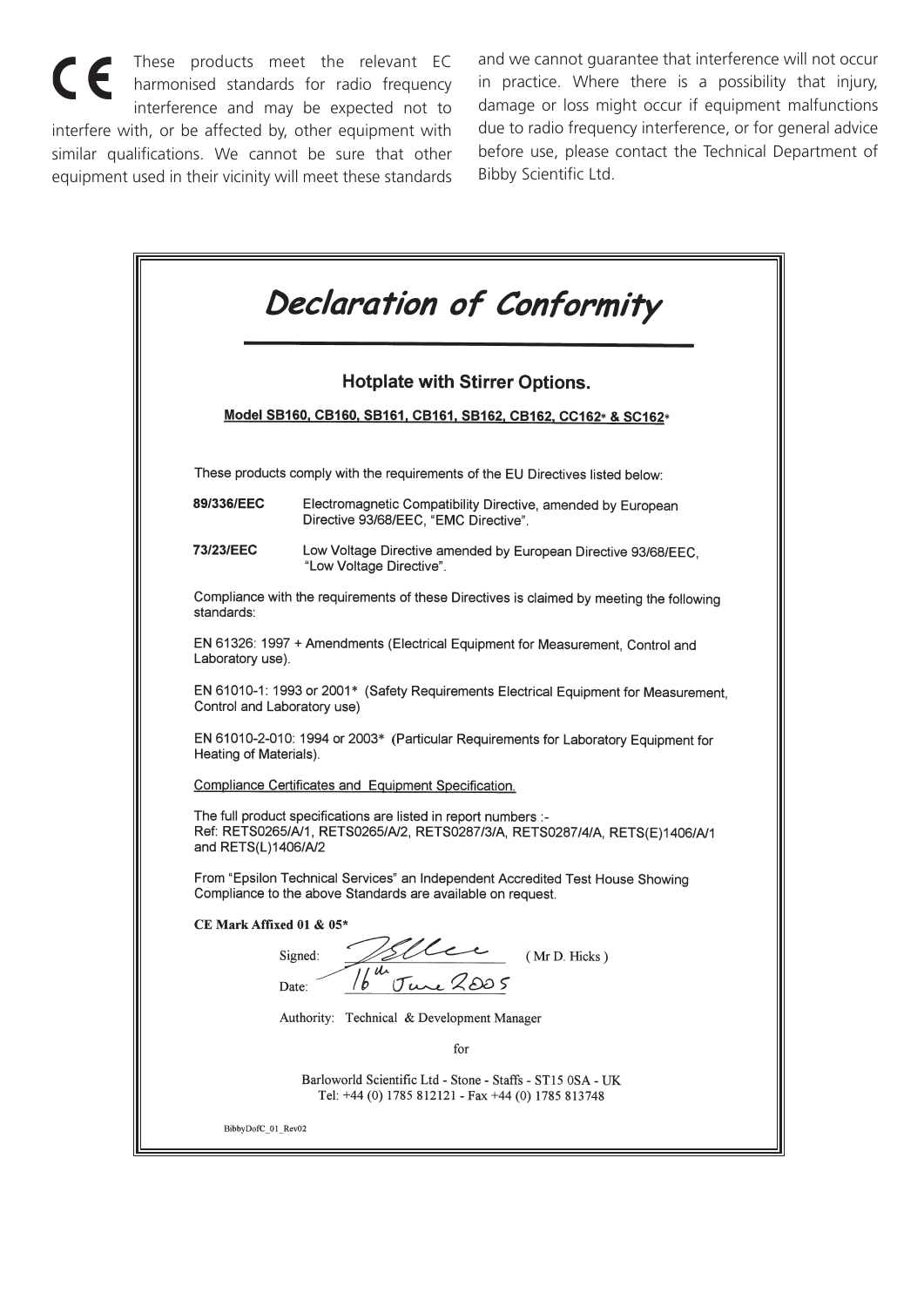CE These products meet the relevant EC harmonised standards for radio frequency interference and may be expected not to interfere with, or be affected by, other equipment with similar qualifications. We cannot be sure that other equipment used in their vicinity will meet these standards and we cannot guarantee that interference will not occur in practice. Where there is a possibility that injury, damage or loss might occur if equipment malfunctions due to radio frequency interference, or for general advice before use, please contact the Technical Department of Bibby Scientific Ltd.

# *Declaration of Conformity*

## Hotplate with Stirrer Options.

Model SB160, CB160, SB161, CB161, SB162, CB162, CC162* & SC162*

These products comply with the requirements of the EU Directives listed below:

**89/336/EEC** Electromagnetic Compatibility Directive, amended by European Directive 93/68/EEC, "EMC Directive".

**73/23/EEC** Low Voltage Directive amended by European Directive 93/68/EEC, "Low Voltage Directive".

Compliance with the requirements of these Directives is claimed by meeting the following standards:

EN 61326: 1997 + Amendments (Electrical Equipment for Measurement, Control and Laboratory use).

EN 61010-1: 1993 or 2001* (Safety Requirements Electrical Equipment for Measurement, Control and Laboratory use)

EN 61010-2-010: 1994 or 2003* (Particular Requirements for Laboratory Equipment for Heating of Materials).

Compliance Certificates and Equipment Specification.

The full product specifications are listed in report numbers :-
Ref: RETS0265/A/1, RETS0265/A/2, RETS0287/3/A, RETS0287/4/A, RETS(E)1406/A/1 and RETS(L)1406/A/2

From "Epsilon Technical Services" an Independent Accredited Test House Showing Compliance to the above Standards are available on request.

**CE Mark Affixed 01 & 05***

Signed: (Mr D. Hicks)

Date: 16th June 2005

Authority: Technical & Development Manager

for

Barloworld Scientific Ltd - Stone - Staffs - ST15 0SA - UK
Tel: +44 (0) 1785 812121 - Fax +44 (0) 1785 813748

BibbyDofC_01_Rev02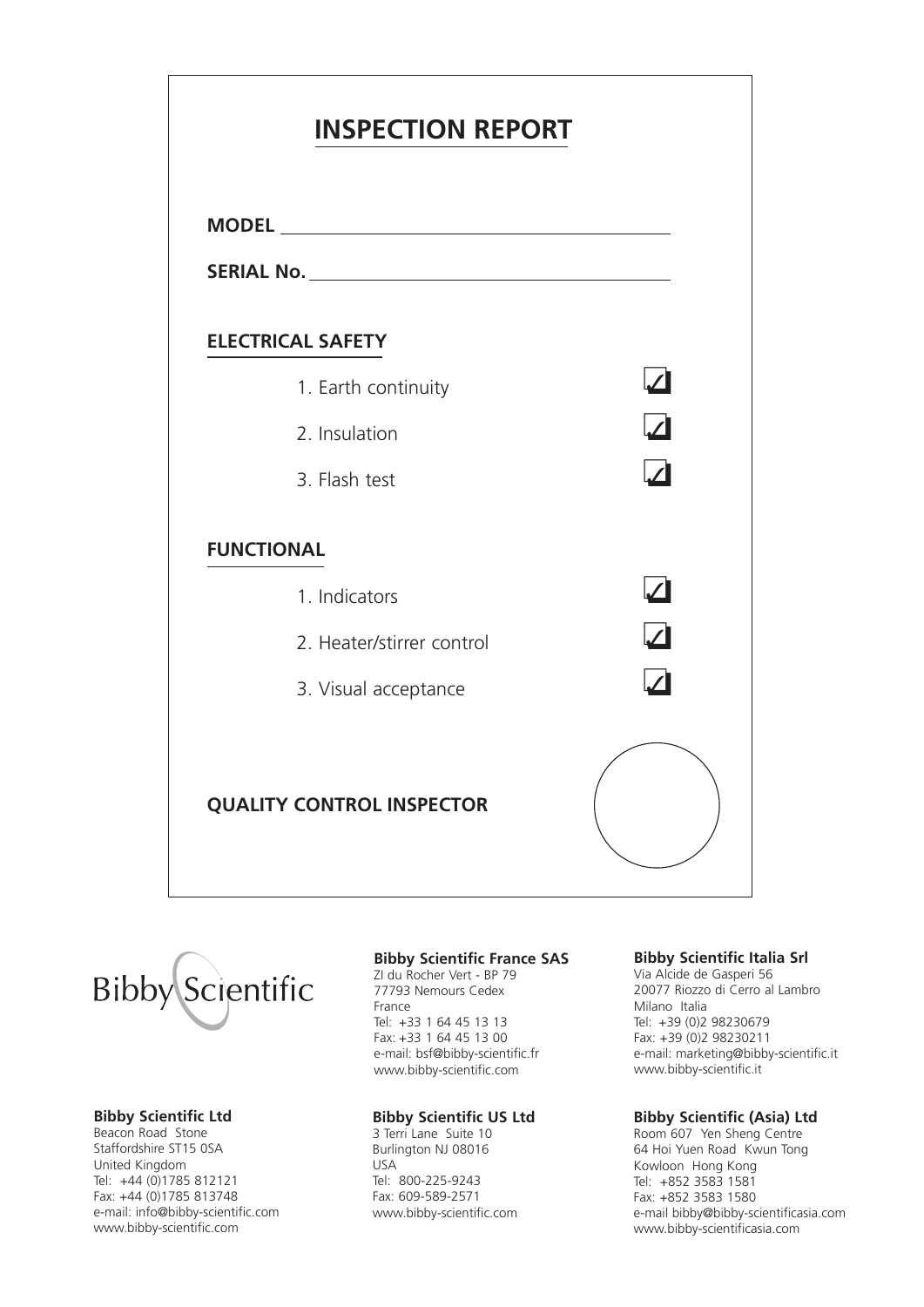# INSPECTION REPORT

**MODEL** ______________________________

**SERIAL No.** ______________________________

## ELECTRICAL SAFETY

1. Earth continuity ☑
2. Insulation ☑
3. Flash test ☑

## FUNCTIONAL

1. Indicators ☑
2. Heater/stirrer control ☑
3. Visual acceptance ☑

**QUALITY CONTROL INSPECTOR**

Bibby Scientific

**Bibby Scientific Ltd**
Beacon Road Stone
Staffordshire ST15 0SA
United Kingdom
Tel: +44 (0)1785 812121
Fax: +44 (0)1785 813748
e-mail: info@bibby-scientific.com
www.bibby-scientific.com

**Bibby Scientific France SAS**
ZI du Rocher Vert - BP 79
77793 Nemours Cedex
France
Tel: +33 1 64 45 13 13
Fax: +33 1 64 45 13 00
e-mail: bsf@bibby-scientific.fr
www.bibby-scientific.com

**Bibby Scientific US Ltd**
3 Terri Lane Suite 10
Burlington NJ 08016
USA
Tel: 800-225-9243
Fax: 609-589-2571
www.bibby-scientific.com

**Bibby Scientific Italia Srl**
Via Alcide de Gasperi 56
20077 Riozzo di Cerro al Lambro
Milano Italia
Tel: +39 (0)2 98230679
Fax: +39 (0)2 98230211
e-mail: marketing@bibby-scientific.it
www.bibby-scientific.it

**Bibby Scientific (Asia) Ltd**
Room 607 Yen Sheng Centre
64 Hoi Yuen Road Kwun Tong
Kowloon Hong Kong
Tel: +852 3583 1581
Fax: +852 3583 1580
e-mail bibby@bibby-scientificasia.com
www.bibby-scientificasia.com